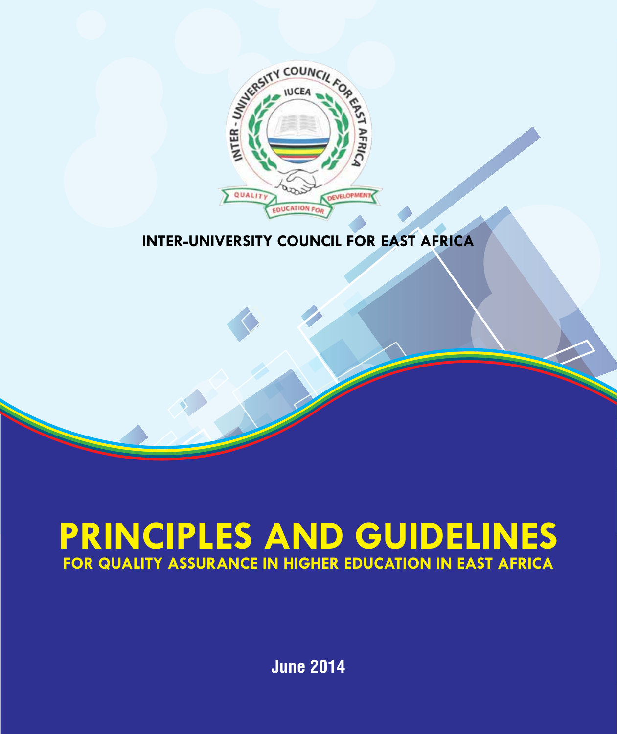INTER-UNIVERSITY COUNCIL FOR EAST AFRICA

# PRINCIPLES AND GUIDELINES

## FOR QUALITY ASSURANCE IN HIGHER EDUCATION IN EAST AFRICA

**June 2014**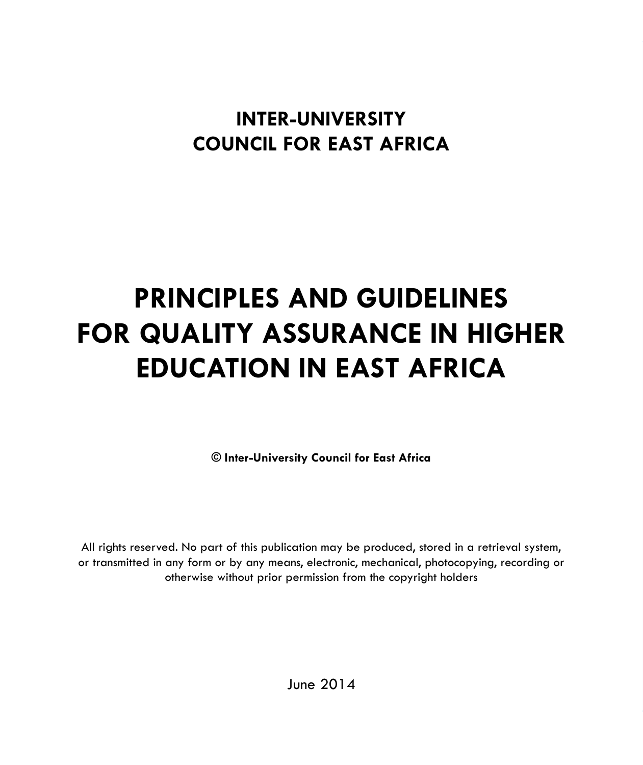# INTER-UNIVERSITY COUNCIL FOR EAST AFRICA

# PRINCIPLES AND GUIDELINES FOR QUALITY ASSURANCE IN HIGHER EDUCATION IN EAST AFRICA

**© Inter-University Council for East Africa**

All rights reserved. No part of this publication may be produced, stored in a retrieval system, or transmitted in any form or by any means, electronic, mechanical, photocopying, recording or otherwise without prior permission from the copyright holders

June 2014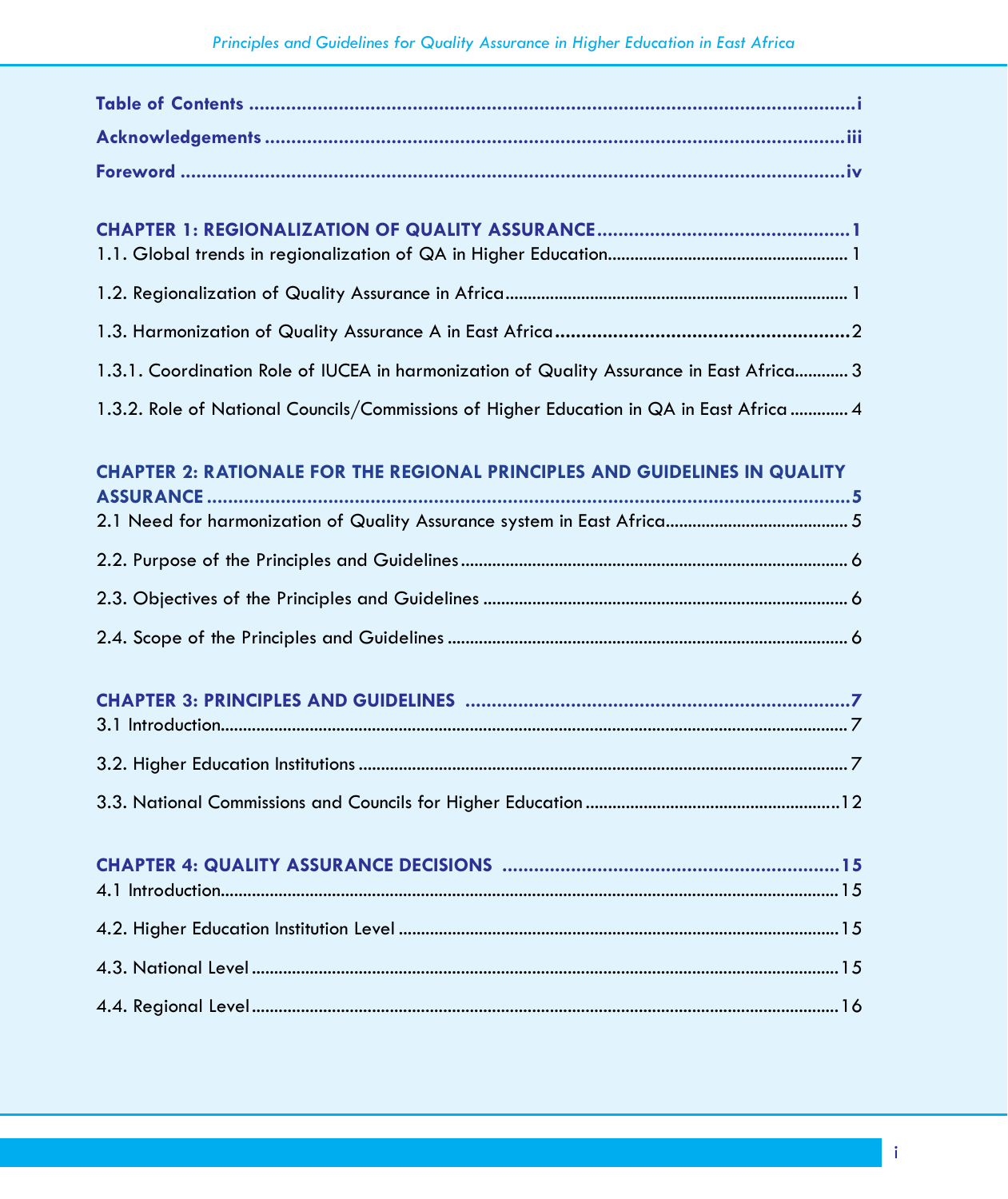**Table of Contents** ..................................................................................................... i

**Acknowledgements** ..................................................................................................... iii

**Foreword** ..................................................................................................... iv

**CHAPTER 1: REGIONALIZATION OF QUALITY ASSURANCE** ..................................... 1

1.1. Global trends in regionalization of QA in Higher Education ..................................... 1

1.2. Regionalization of Quality Assurance in Africa ..................................... 1

1.3. Harmonization of Quality Assurance A in East Africa ..................................... 2

1.3.1. Coordination Role of IUCEA in harmonization of Quality Assurance in East Africa ............ 3

1.3.2. Role of National Councils/Commissions of Higher Education in QA in East Africa ............ 4

**CHAPTER 2: RATIONALE FOR THE REGIONAL PRINCIPLES AND GUIDELINES IN QUALITY ASSURANCE** ..................................... 5

2.1 Need for harmonization of Quality Assurance system in East Africa ..................................... 5

2.2. Purpose of the Principles and Guidelines ..................................... 6

2.3. Objectives of the Principles and Guidelines ..................................... 6

2.4. Scope of the Principles and Guidelines ..................................... 6

**CHAPTER 3: PRINCIPLES AND GUIDELINES** ..................................... 7

3.1 Introduction ..................................... 7

3.2. Higher Education Institutions ..................................... 7

3.3. National Commissions and Councils for Higher Education ..................................... 12

**CHAPTER 4: QUALITY ASSURANCE DECISIONS** ..................................... 15

4.1 Introduction ..................................... 15

4.2. Higher Education Institution Level ..................................... 15

4.3. National Level ..................................... 15

4.4. Regional Level ..................................... 16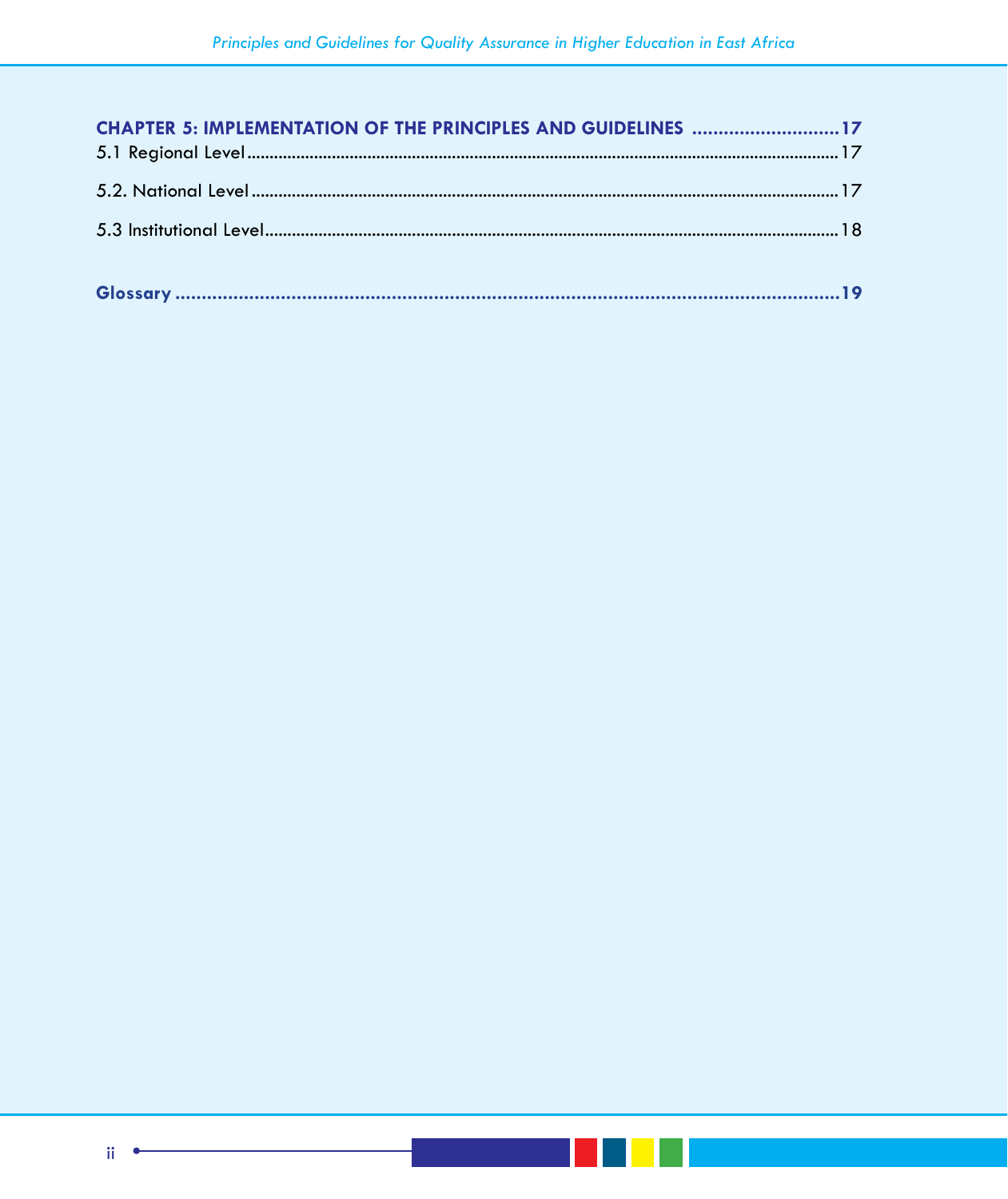**CHAPTER 5: IMPLEMENTATION OF THE PRINCIPLES AND GUIDELINES ............................17**

5.1 Regional Level ........................................................................................................17

5.2. National Level ........................................................................................................17

5.3 Institutional Level ....................................................................................................18

**Glossary ....................................................................................................................19**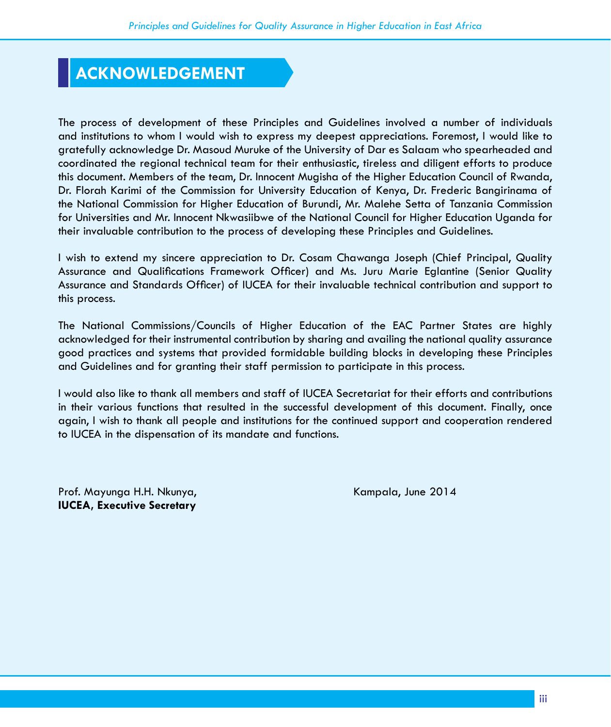# ACKNOWLEDGEMENT

The process of development of these Principles and Guidelines involved a number of individuals and institutions to whom I would wish to express my deepest appreciations. Foremost, I would like to gratefully acknowledge Dr. Masoud Muruke of the University of Dar es Salaam who spearheaded and coordinated the regional technical team for their enthusiastic, tireless and diligent efforts to produce this document. Members of the team, Dr. Innocent Mugisha of the Higher Education Council of Rwanda, Dr. Florah Karimi of the Commission for University Education of Kenya, Dr. Frederic Bangirinama of the National Commission for Higher Education of Burundi, Mr. Malehe Setta of Tanzania Commission for Universities and Mr. Innocent Nkwasiibwe of the National Council for Higher Education Uganda for their invaluable contribution to the process of developing these Principles and Guidelines.

I wish to extend my sincere appreciation to Dr. Cosam Chawanga Joseph (Chief Principal, Quality Assurance and Qualifications Framework Officer) and Ms. Juru Marie Eglantine (Senior Quality Assurance and Standards Officer) of IUCEA for their invaluable technical contribution and support to this process.

The National Commissions/Councils of Higher Education of the EAC Partner States are highly acknowledged for their instrumental contribution by sharing and availing the national quality assurance good practices and systems that provided formidable building blocks in developing these Principles and Guidelines and for granting their staff permission to participate in this process.

I would also like to thank all members and staff of IUCEA Secretariat for their efforts and contributions in their various functions that resulted in the successful development of this document. Finally, once again, I wish to thank all people and institutions for the continued support and cooperation rendered to IUCEA in the dispensation of its mandate and functions.

Prof. Mayunga H.H. Nkunya,
**IUCEA, Executive Secretary**

Kampala, June 2014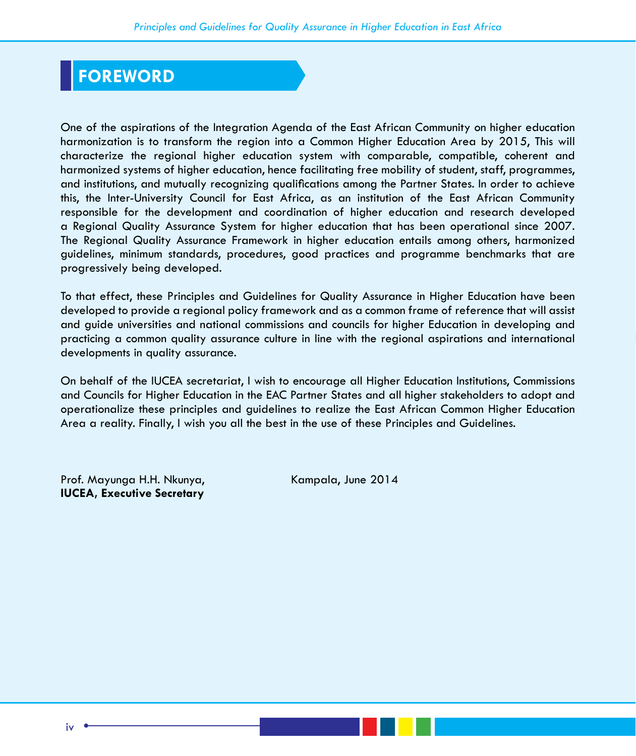# FOREWORD

One of the aspirations of the Integration Agenda of the East African Community on higher education harmonization is to transform the region into a Common Higher Education Area by 2015, This will characterize the regional higher education system with comparable, compatible, coherent and harmonized systems of higher education, hence facilitating free mobility of student, staff, programmes, and institutions, and mutually recognizing qualifications among the Partner States. In order to achieve this, the Inter-University Council for East Africa, as an institution of the East African Community responsible for the development and coordination of higher education and research developed a Regional Quality Assurance System for higher education that has been operational since 2007. The Regional Quality Assurance Framework in higher education entails among others, harmonized guidelines, minimum standards, procedures, good practices and programme benchmarks that are progressively being developed.

To that effect, these Principles and Guidelines for Quality Assurance in Higher Education have been developed to provide a regional policy framework and as a common frame of reference that will assist and guide universities and national commissions and councils for higher Education in developing and practicing a common quality assurance culture in line with the regional aspirations and international developments in quality assurance.

On behalf of the IUCEA secretariat, I wish to encourage all Higher Education Institutions, Commissions and Councils for Higher Education in the EAC Partner States and all higher stakeholders to adopt and operationalize these principles and guidelines to realize the East African Common Higher Education Area a reality. Finally, I wish you all the best in the use of these Principles and Guidelines.

Prof. Mayunga H.H. Nkunya,
**IUCEA, Executive Secretary**

Kampala, June 2014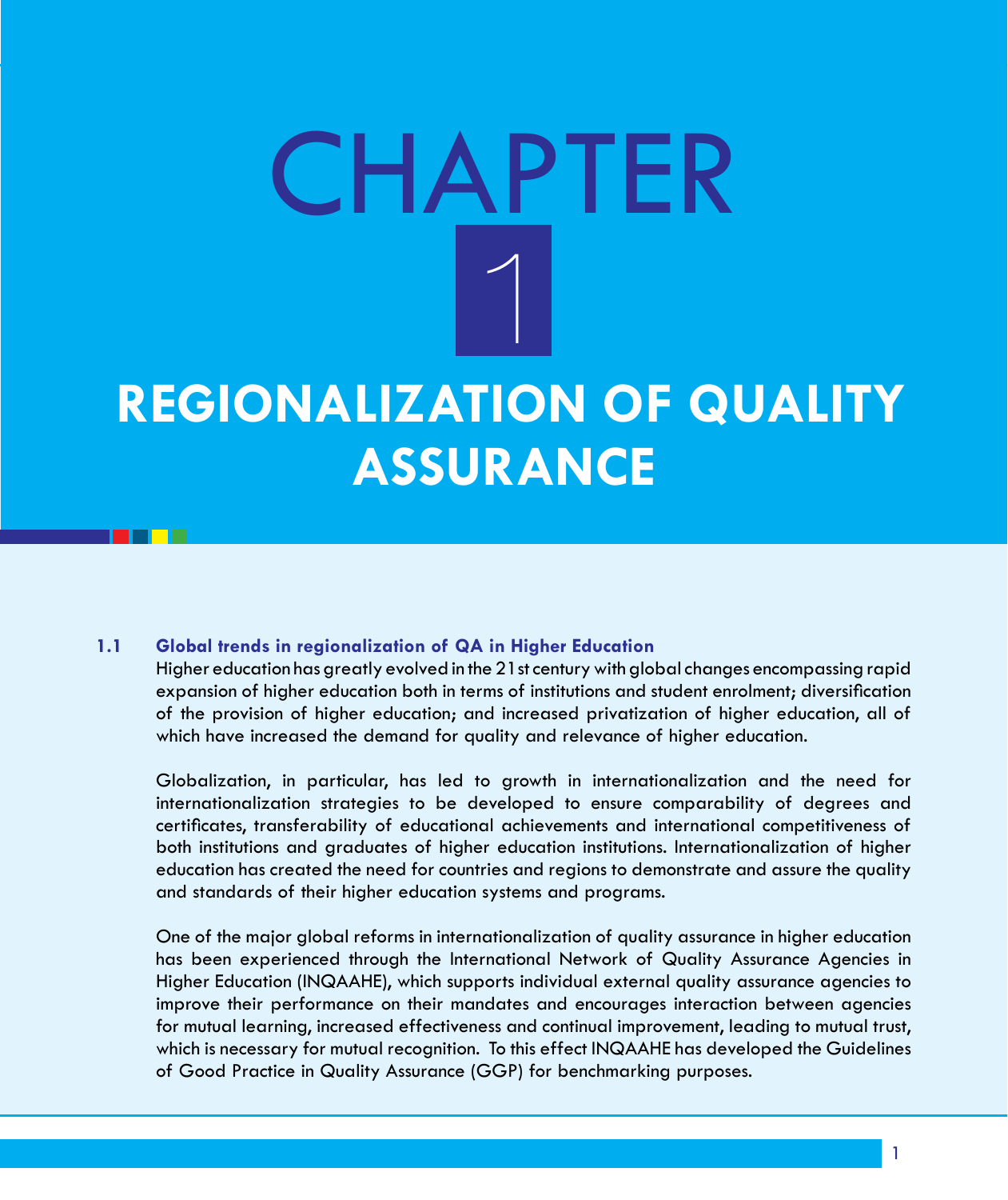# CHAPTER 1

# REGIONALIZATION OF QUALITY ASSURANCE

## 1.1 Global trends in regionalization of QA in Higher Education

Higher education has greatly evolved in the 21st century with global changes encompassing rapid expansion of higher education both in terms of institutions and student enrolment; diversification of the provision of higher education; and increased privatization of higher education, all of which have increased the demand for quality and relevance of higher education.

Globalization, in particular, has led to growth in internationalization and the need for internationalization strategies to be developed to ensure comparability of degrees and certificates, transferability of educational achievements and international competitiveness of both institutions and graduates of higher education institutions. Internationalization of higher education has created the need for countries and regions to demonstrate and assure the quality and standards of their higher education systems and programs.

One of the major global reforms in internationalization of quality assurance in higher education has been experienced through the International Network of Quality Assurance Agencies in Higher Education (INQAAHE), which supports individual external quality assurance agencies to improve their performance on their mandates and encourages interaction between agencies for mutual learning, increased effectiveness and continual improvement, leading to mutual trust, which is necessary for mutual recognition. To this effect INQAAHE has developed the Guidelines of Good Practice in Quality Assurance (GGP) for benchmarking purposes.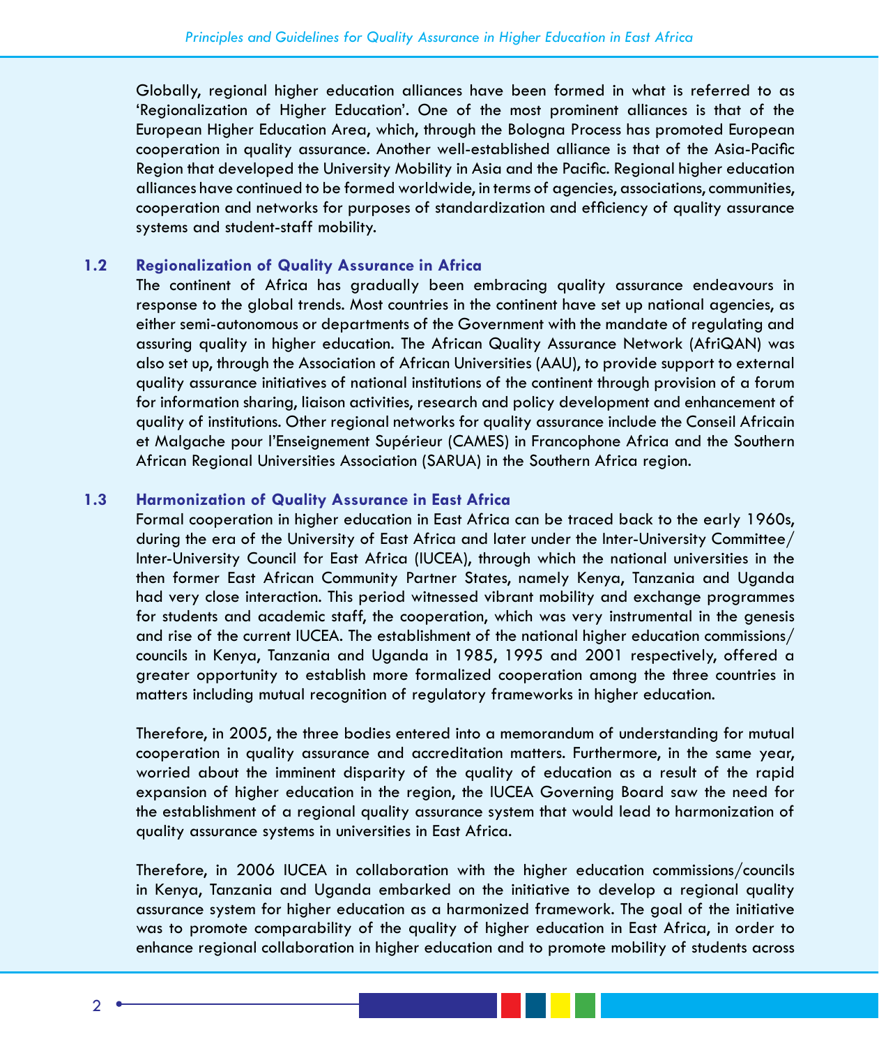Globally, regional higher education alliances have been formed in what is referred to as 'Regionalization of Higher Education'. One of the most prominent alliances is that of the European Higher Education Area, which, through the Bologna Process has promoted European cooperation in quality assurance. Another well-established alliance is that of the Asia-Pacific Region that developed the University Mobility in Asia and the Pacific. Regional higher education alliances have continued to be formed worldwide, in terms of agencies, associations, communities, cooperation and networks for purposes of standardization and efficiency of quality assurance systems and student-staff mobility.

### 1.2 Regionalization of Quality Assurance in Africa

The continent of Africa has gradually been embracing quality assurance endeavours in response to the global trends. Most countries in the continent have set up national agencies, as either semi-autonomous or departments of the Government with the mandate of regulating and assuring quality in higher education. The African Quality Assurance Network (AfriQAN) was also set up, through the Association of African Universities (AAU), to provide support to external quality assurance initiatives of national institutions of the continent through provision of a forum for information sharing, liaison activities, research and policy development and enhancement of quality of institutions. Other regional networks for quality assurance include the Conseil Africain et Malgache pour l'Enseignement Supérieur (CAMES) in Francophone Africa and the Southern African Regional Universities Association (SARUA) in the Southern Africa region.

### 1.3 Harmonization of Quality Assurance in East Africa

Formal cooperation in higher education in East Africa can be traced back to the early 1960s, during the era of the University of East Africa and later under the Inter-University Committee/ Inter-University Council for East Africa (IUCEA), through which the national universities in the then former East African Community Partner States, namely Kenya, Tanzania and Uganda had very close interaction. This period witnessed vibrant mobility and exchange programmes for students and academic staff, the cooperation, which was very instrumental in the genesis and rise of the current IUCEA. The establishment of the national higher education commissions/ councils in Kenya, Tanzania and Uganda in 1985, 1995 and 2001 respectively, offered a greater opportunity to establish more formalized cooperation among the three countries in matters including mutual recognition of regulatory frameworks in higher education.

Therefore, in 2005, the three bodies entered into a memorandum of understanding for mutual cooperation in quality assurance and accreditation matters. Furthermore, in the same year, worried about the imminent disparity of the quality of education as a result of the rapid expansion of higher education in the region, the IUCEA Governing Board saw the need for the establishment of a regional quality assurance system that would lead to harmonization of quality assurance systems in universities in East Africa.

Therefore, in 2006 IUCEA in collaboration with the higher education commissions/councils in Kenya, Tanzania and Uganda embarked on the initiative to develop a regional quality assurance system for higher education as a harmonized framework. The goal of the initiative was to promote comparability of the quality of higher education in East Africa, in order to enhance regional collaboration in higher education and to promote mobility of students across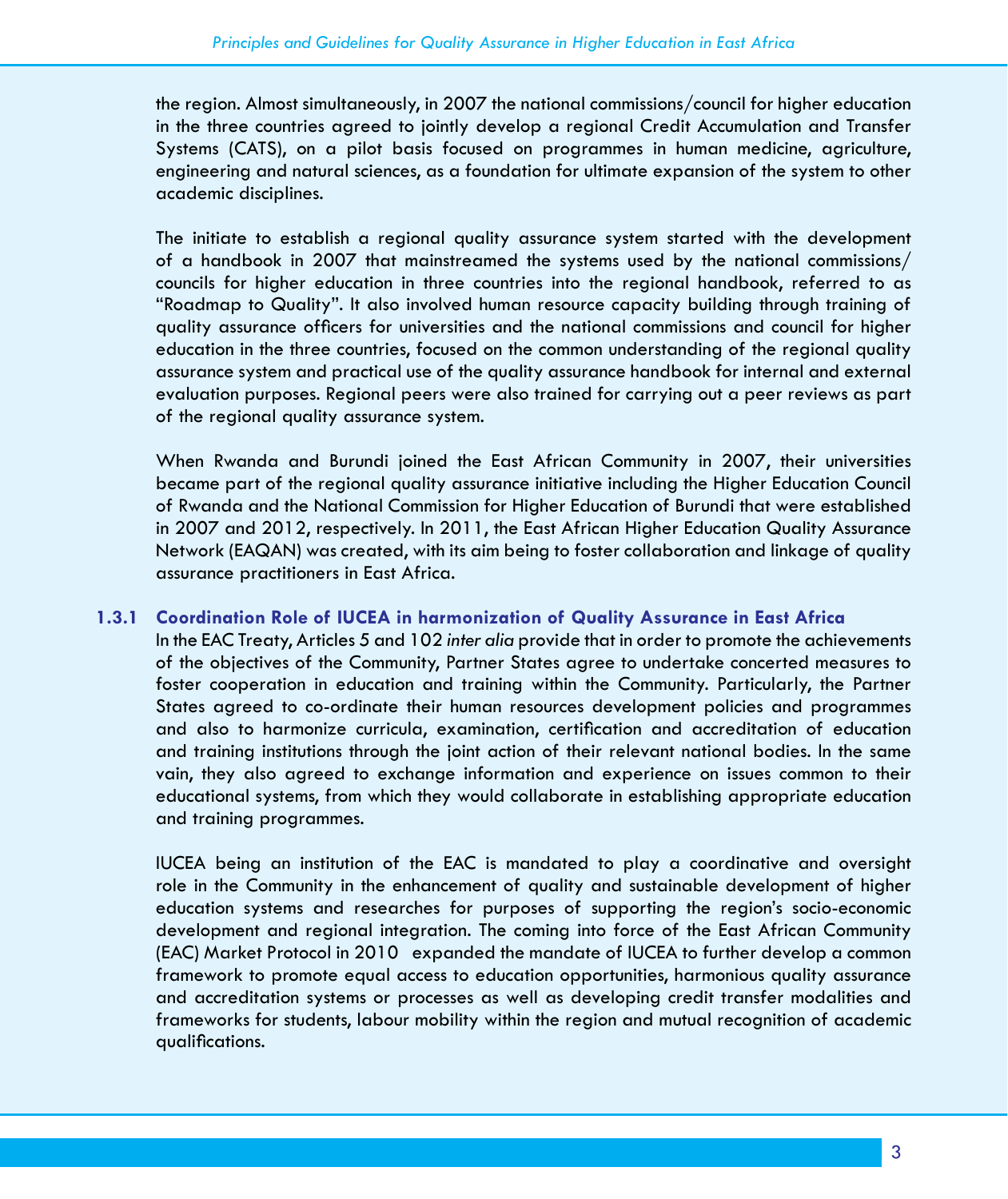the region. Almost simultaneously, in 2007 the national commissions/council for higher education in the three countries agreed to jointly develop a regional Credit Accumulation and Transfer Systems (CATS), on a pilot basis focused on programmes in human medicine, agriculture, engineering and natural sciences, as a foundation for ultimate expansion of the system to other academic disciplines.

The initiate to establish a regional quality assurance system started with the development of a handbook in 2007 that mainstreamed the systems used by the national commissions/councils for higher education in three countries into the regional handbook, referred to as "Roadmap to Quality". It also involved human resource capacity building through training of quality assurance officers for universities and the national commissions and council for higher education in the three countries, focused on the common understanding of the regional quality assurance system and practical use of the quality assurance handbook for internal and external evaluation purposes. Regional peers were also trained for carrying out a peer reviews as part of the regional quality assurance system.

When Rwanda and Burundi joined the East African Community in 2007, their universities became part of the regional quality assurance initiative including the Higher Education Council of Rwanda and the National Commission for Higher Education of Burundi that were established in 2007 and 2012, respectively. In 2011, the East African Higher Education Quality Assurance Network (EAQAN) was created, with its aim being to foster collaboration and linkage of quality assurance practitioners in East Africa.

### 1.3.1 Coordination Role of IUCEA in harmonization of Quality Assurance in East Africa

In the EAC Treaty, Articles 5 and 102 *inter alia* provide that in order to promote the achievements of the objectives of the Community, Partner States agree to undertake concerted measures to foster cooperation in education and training within the Community. Particularly, the Partner States agreed to co-ordinate their human resources development policies and programmes and also to harmonize curricula, examination, certification and accreditation of education and training institutions through the joint action of their relevant national bodies. In the same vain, they also agreed to exchange information and experience on issues common to their educational systems, from which they would collaborate in establishing appropriate education and training programmes.

IUCEA being an institution of the EAC is mandated to play a coordinative and oversight role in the Community in the enhancement of quality and sustainable development of higher education systems and researches for purposes of supporting the region's socio-economic development and regional integration. The coming into force of the East African Community (EAC) Market Protocol in 2010 expanded the mandate of IUCEA to further develop a common framework to promote equal access to education opportunities, harmonious quality assurance and accreditation systems or processes as well as developing credit transfer modalities and frameworks for students, labour mobility within the region and mutual recognition of academic qualifications.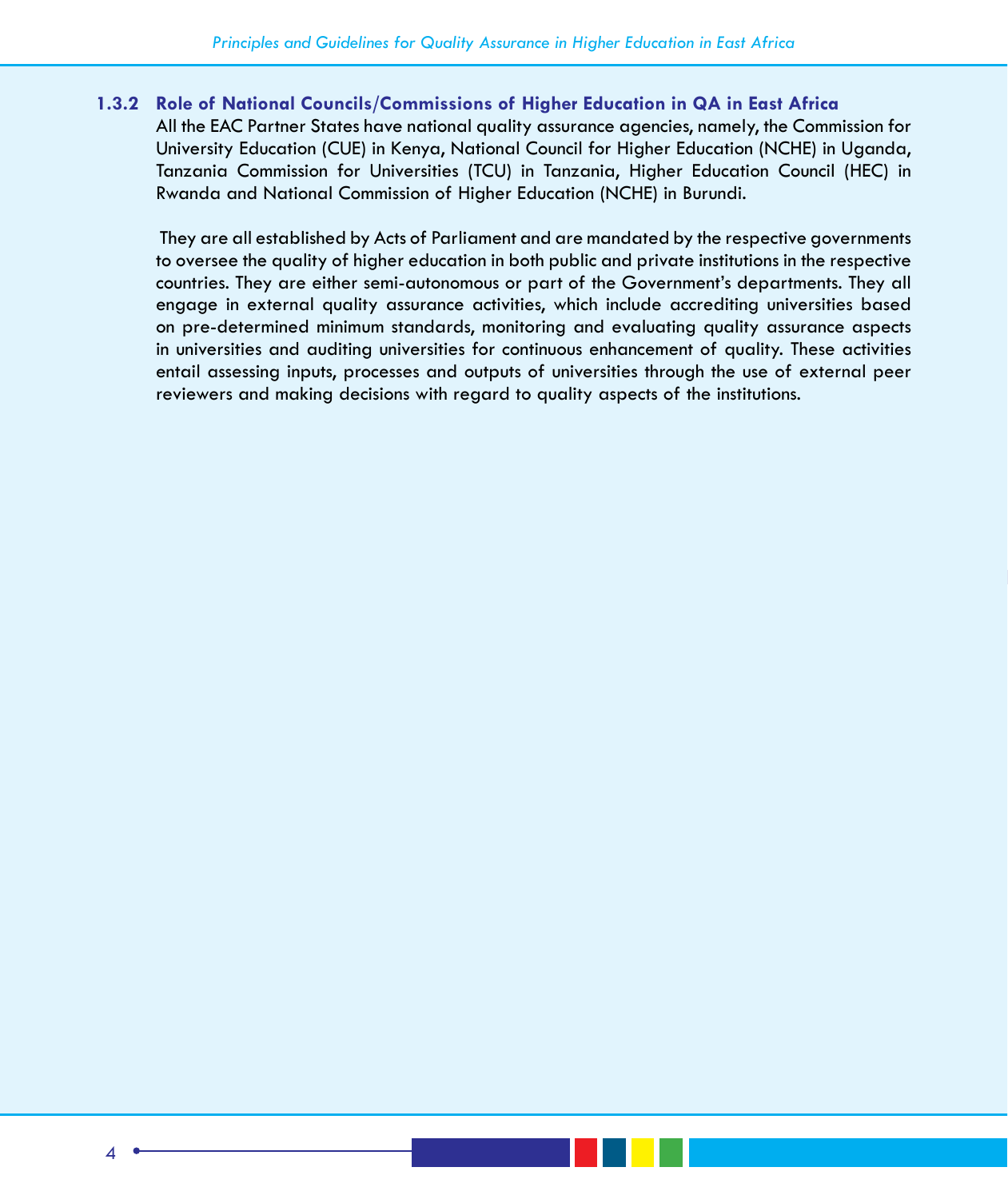### 1.3.2 Role of National Councils/Commissions of Higher Education in QA in East Africa

All the EAC Partner States have national quality assurance agencies, namely, the Commission for University Education (CUE) in Kenya, National Council for Higher Education (NCHE) in Uganda, Tanzania Commission for Universities (TCU) in Tanzania, Higher Education Council (HEC) in Rwanda and National Commission of Higher Education (NCHE) in Burundi.

They are all established by Acts of Parliament and are mandated by the respective governments to oversee the quality of higher education in both public and private institutions in the respective countries. They are either semi-autonomous or part of the Government's departments. They all engage in external quality assurance activities, which include accrediting universities based on pre-determined minimum standards, monitoring and evaluating quality assurance aspects in universities and auditing universities for continuous enhancement of quality. These activities entail assessing inputs, processes and outputs of universities through the use of external peer reviewers and making decisions with regard to quality aspects of the institutions.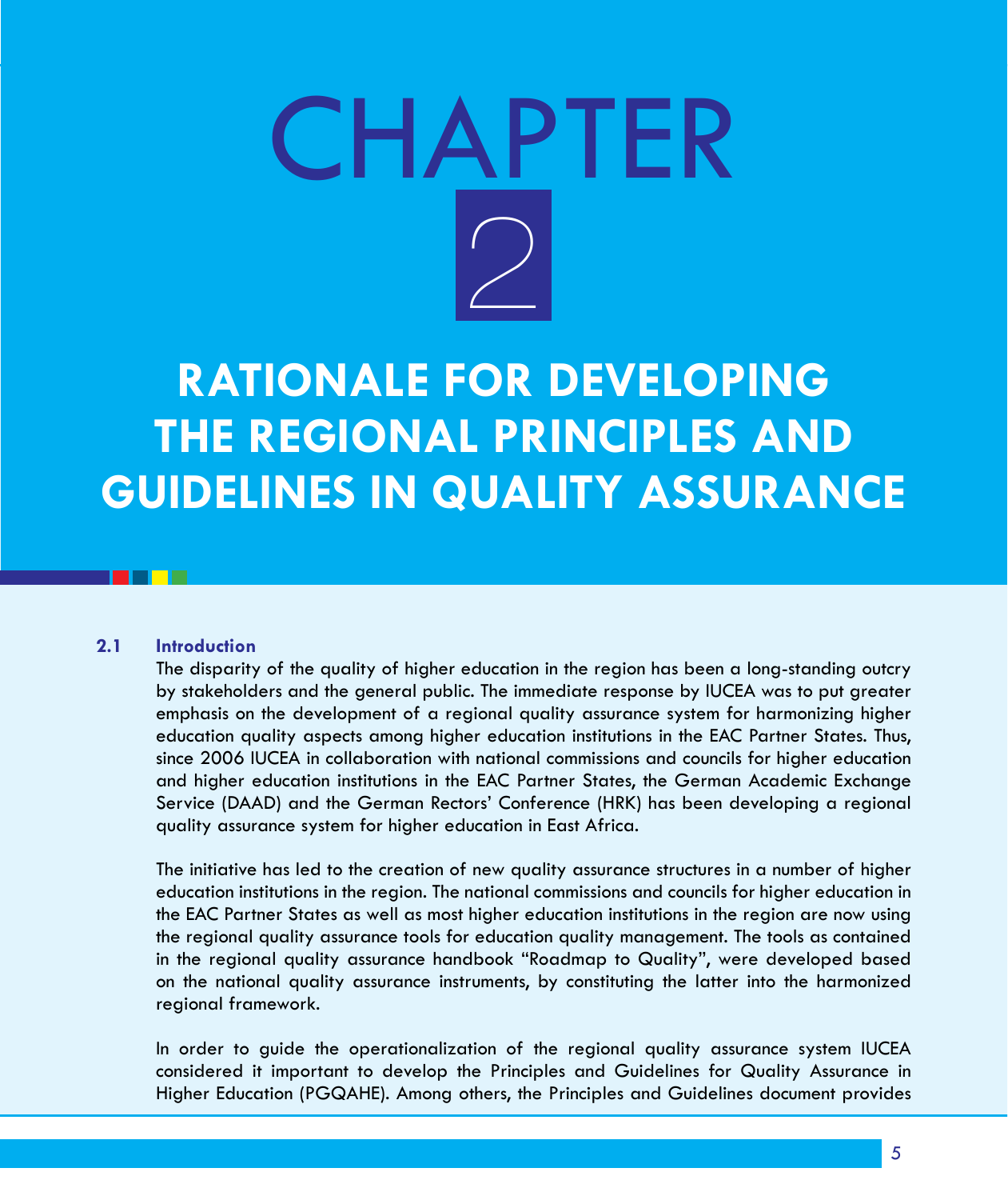# CHAPTER 2

# RATIONALE FOR DEVELOPING THE REGIONAL PRINCIPLES AND GUIDELINES IN QUALITY ASSURANCE

## 2.1 Introduction

The disparity of the quality of higher education in the region has been a long-standing outcry by stakeholders and the general public. The immediate response by IUCEA was to put greater emphasis on the development of a regional quality assurance system for harmonizing higher education quality aspects among higher education institutions in the EAC Partner States. Thus, since 2006 IUCEA in collaboration with national commissions and councils for higher education and higher education institutions in the EAC Partner States, the German Academic Exchange Service (DAAD) and the German Rectors' Conference (HRK) has been developing a regional quality assurance system for higher education in East Africa.

The initiative has led to the creation of new quality assurance structures in a number of higher education institutions in the region. The national commissions and councils for higher education in the EAC Partner States as well as most higher education institutions in the region are now using the regional quality assurance tools for education quality management. The tools as contained in the regional quality assurance handbook "Roadmap to Quality", were developed based on the national quality assurance instruments, by constituting the latter into the harmonized regional framework.

In order to guide the operationalization of the regional quality assurance system IUCEA considered it important to develop the Principles and Guidelines for Quality Assurance in Higher Education (PGQAHE). Among others, the Principles and Guidelines document provides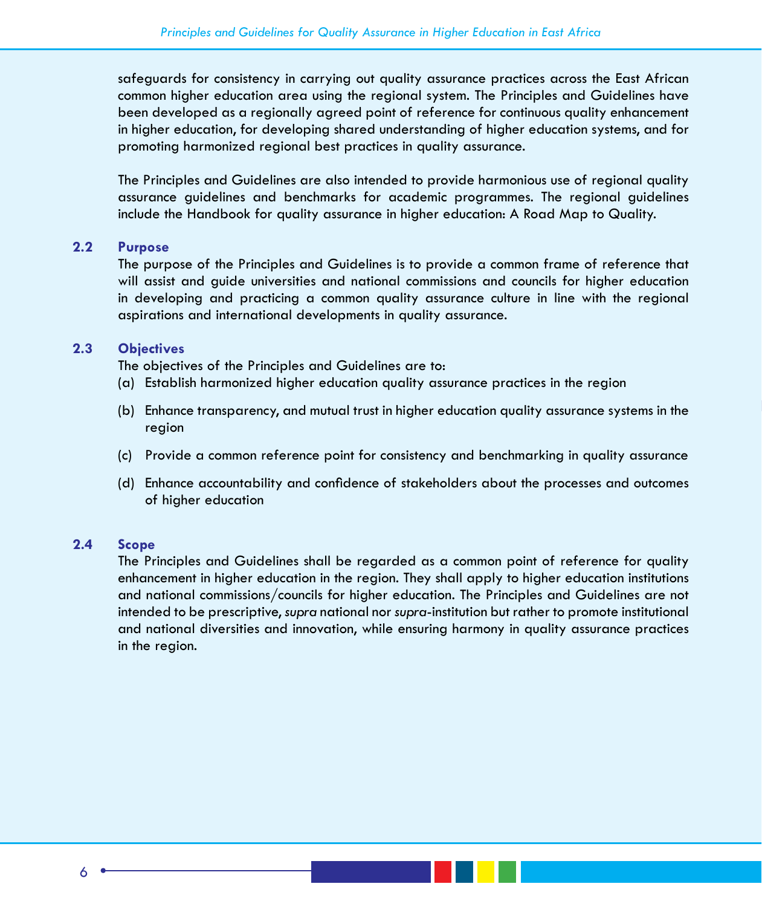safeguards for consistency in carrying out quality assurance practices across the East African common higher education area using the regional system. The Principles and Guidelines have been developed as a regionally agreed point of reference for continuous quality enhancement in higher education, for developing shared understanding of higher education systems, and for promoting harmonized regional best practices in quality assurance.

The Principles and Guidelines are also intended to provide harmonious use of regional quality assurance guidelines and benchmarks for academic programmes. The regional guidelines include the Handbook for quality assurance in higher education: A Road Map to Quality.

## 2.2 Purpose

The purpose of the Principles and Guidelines is to provide a common frame of reference that will assist and guide universities and national commissions and councils for higher education in developing and practicing a common quality assurance culture in line with the regional aspirations and international developments in quality assurance.

## 2.3 Objectives

The objectives of the Principles and Guidelines are to:

(a) Establish harmonized higher education quality assurance practices in the region

(b) Enhance transparency, and mutual trust in higher education quality assurance systems in the region

(c) Provide a common reference point for consistency and benchmarking in quality assurance

(d) Enhance accountability and confidence of stakeholders about the processes and outcomes of higher education

## 2.4 Scope

The Principles and Guidelines shall be regarded as a common point of reference for quality enhancement in higher education in the region. They shall apply to higher education institutions and national commissions/councils for higher education. The Principles and Guidelines are not intended to be prescriptive, *supra* national nor *supra*-institution but rather to promote institutional and national diversities and innovation, while ensuring harmony in quality assurance practices in the region.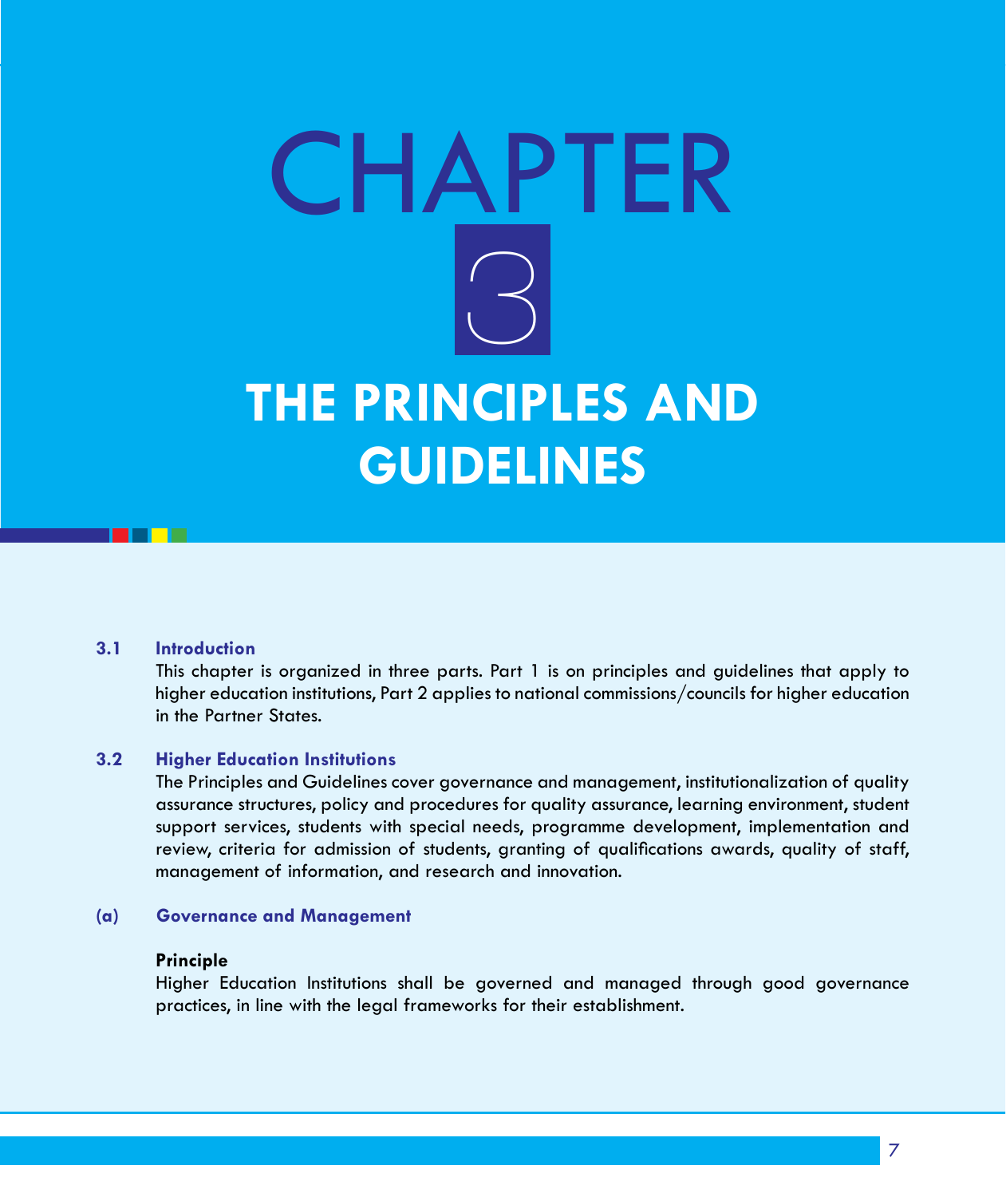# CHAPTER 3

# THE PRINCIPLES AND GUIDELINES

### 3.1 Introduction

This chapter is organized in three parts. Part 1 is on principles and guidelines that apply to higher education institutions, Part 2 applies to national commissions/councils for higher education in the Partner States.

### 3.2 Higher Education Institutions

The Principles and Guidelines cover governance and management, institutionalization of quality assurance structures, policy and procedures for quality assurance, learning environment, student support services, students with special needs, programme development, implementation and review, criteria for admission of students, granting of qualifications awards, quality of staff, management of information, and research and innovation.

#### (a) Governance and Management

**Principle**

Higher Education Institutions shall be governed and managed through good governance practices, in line with the legal frameworks for their establishment.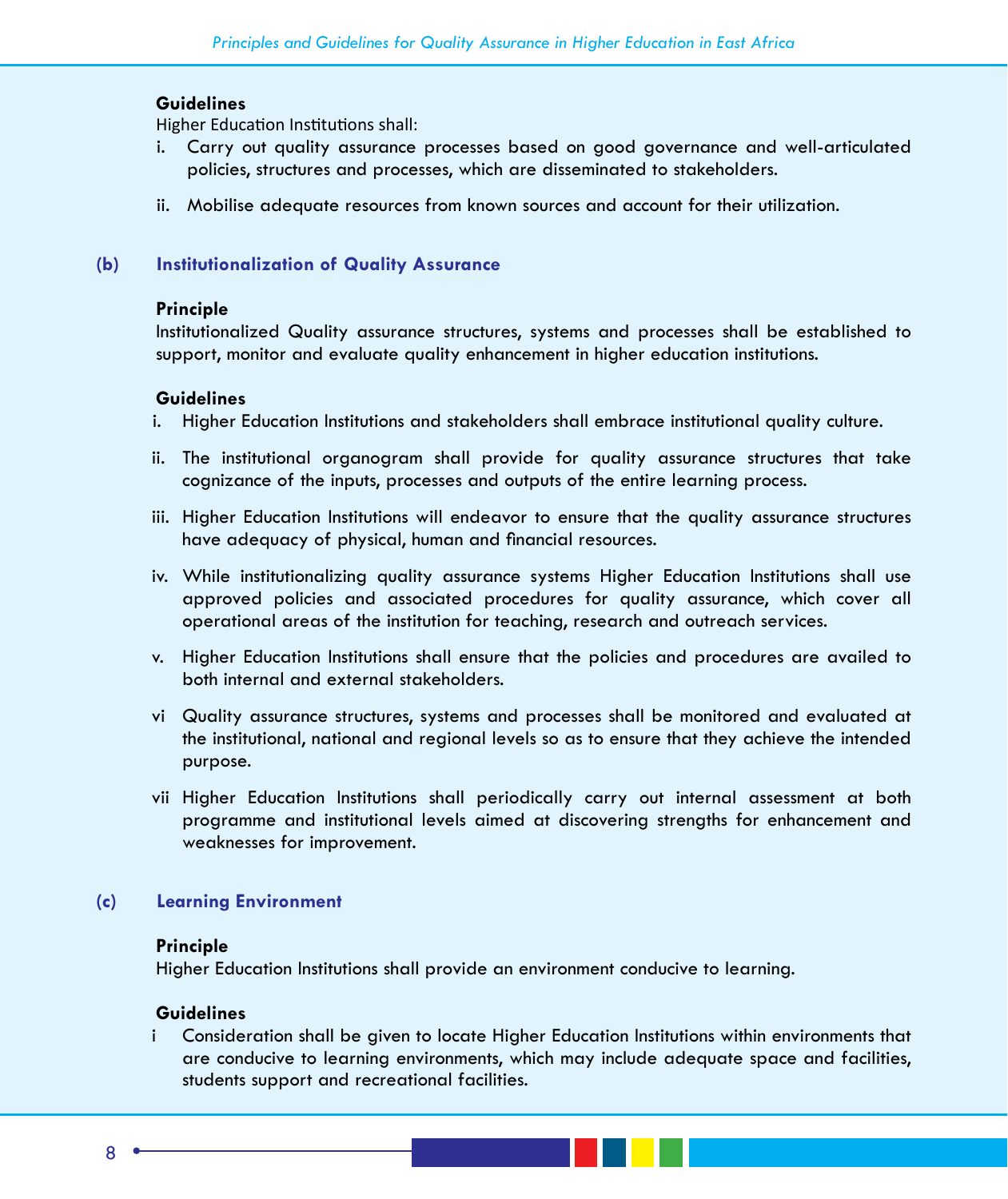**Guidelines**

Higher Education Institutions shall:

i. Carry out quality assurance processes based on good governance and well-articulated policies, structures and processes, which are disseminated to stakeholders.

ii. Mobilise adequate resources from known sources and account for their utilization.

### (b) Institutionalization of Quality Assurance

**Principle**

Institutionalized Quality assurance structures, systems and processes shall be established to support, monitor and evaluate quality enhancement in higher education institutions.

**Guidelines**

i. Higher Education Institutions and stakeholders shall embrace institutional quality culture.

ii. The institutional organogram shall provide for quality assurance structures that take cognizance of the inputs, processes and outputs of the entire learning process.

iii. Higher Education Institutions will endeavor to ensure that the quality assurance structures have adequacy of physical, human and financial resources.

iv. While institutionalizing quality assurance systems Higher Education Institutions shall use approved policies and associated procedures for quality assurance, which cover all operational areas of the institution for teaching, research and outreach services.

v. Higher Education Institutions shall ensure that the policies and procedures are availed to both internal and external stakeholders.

vi Quality assurance structures, systems and processes shall be monitored and evaluated at the institutional, national and regional levels so as to ensure that they achieve the intended purpose.

vii Higher Education Institutions shall periodically carry out internal assessment at both programme and institutional levels aimed at discovering strengths for enhancement and weaknesses for improvement.

### (c) Learning Environment

**Principle**

Higher Education Institutions shall provide an environment conducive to learning.

**Guidelines**

i Consideration shall be given to locate Higher Education Institutions within environments that are conducive to learning environments, which may include adequate space and facilities, students support and recreational facilities.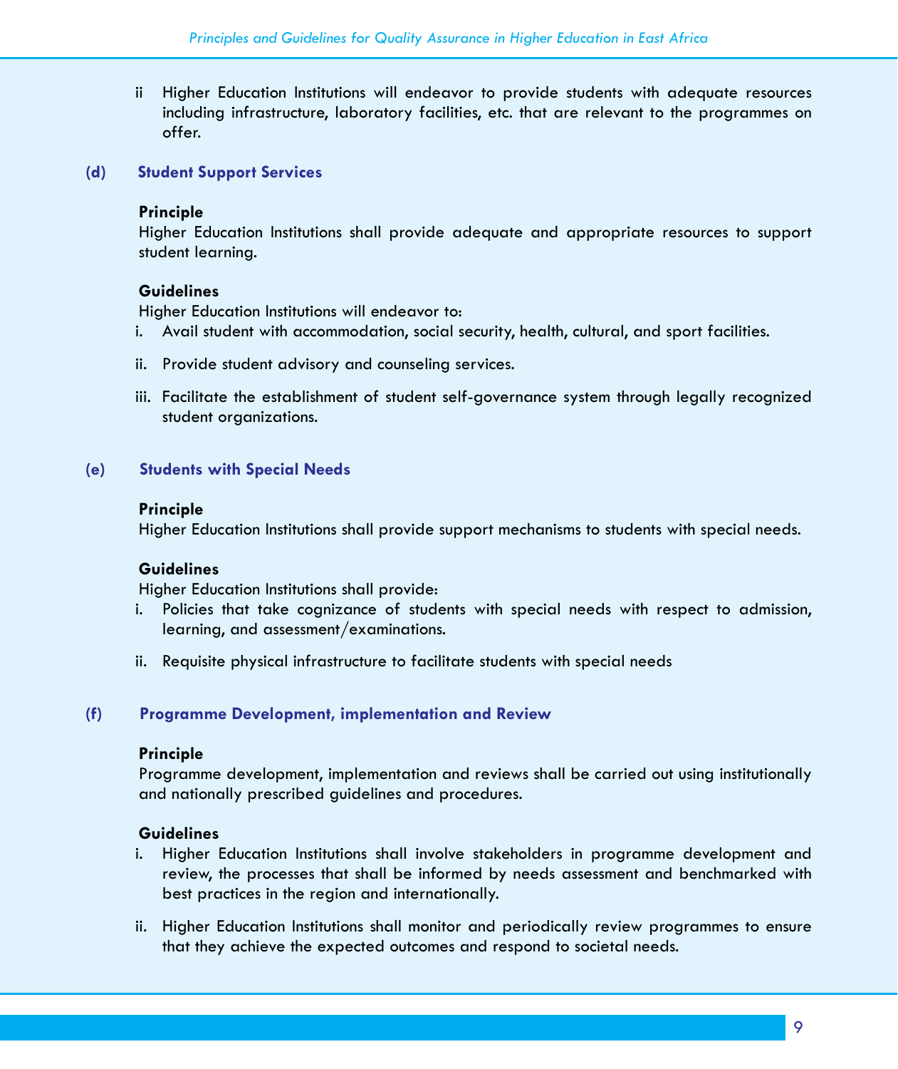ii Higher Education Institutions will endeavor to provide students with adequate resources including infrastructure, laboratory facilities, etc. that are relevant to the programmes on offer.

### (d) Student Support Services

**Principle**

Higher Education Institutions shall provide adequate and appropriate resources to support student learning.

**Guidelines**

Higher Education Institutions will endeavor to:

i. Avail student with accommodation, social security, health, cultural, and sport facilities.

ii. Provide student advisory and counseling services.

iii. Facilitate the establishment of student self-governance system through legally recognized student organizations.

### (e) Students with Special Needs

**Principle**

Higher Education Institutions shall provide support mechanisms to students with special needs.

**Guidelines**

Higher Education Institutions shall provide:

i. Policies that take cognizance of students with special needs with respect to admission, learning, and assessment/examinations.

ii. Requisite physical infrastructure to facilitate students with special needs

### (f) Programme Development, implementation and Review

**Principle**

Programme development, implementation and reviews shall be carried out using institutionally and nationally prescribed guidelines and procedures.

**Guidelines**

i. Higher Education Institutions shall involve stakeholders in programme development and review, the processes that shall be informed by needs assessment and benchmarked with best practices in the region and internationally.

ii. Higher Education Institutions shall monitor and periodically review programmes to ensure that they achieve the expected outcomes and respond to societal needs.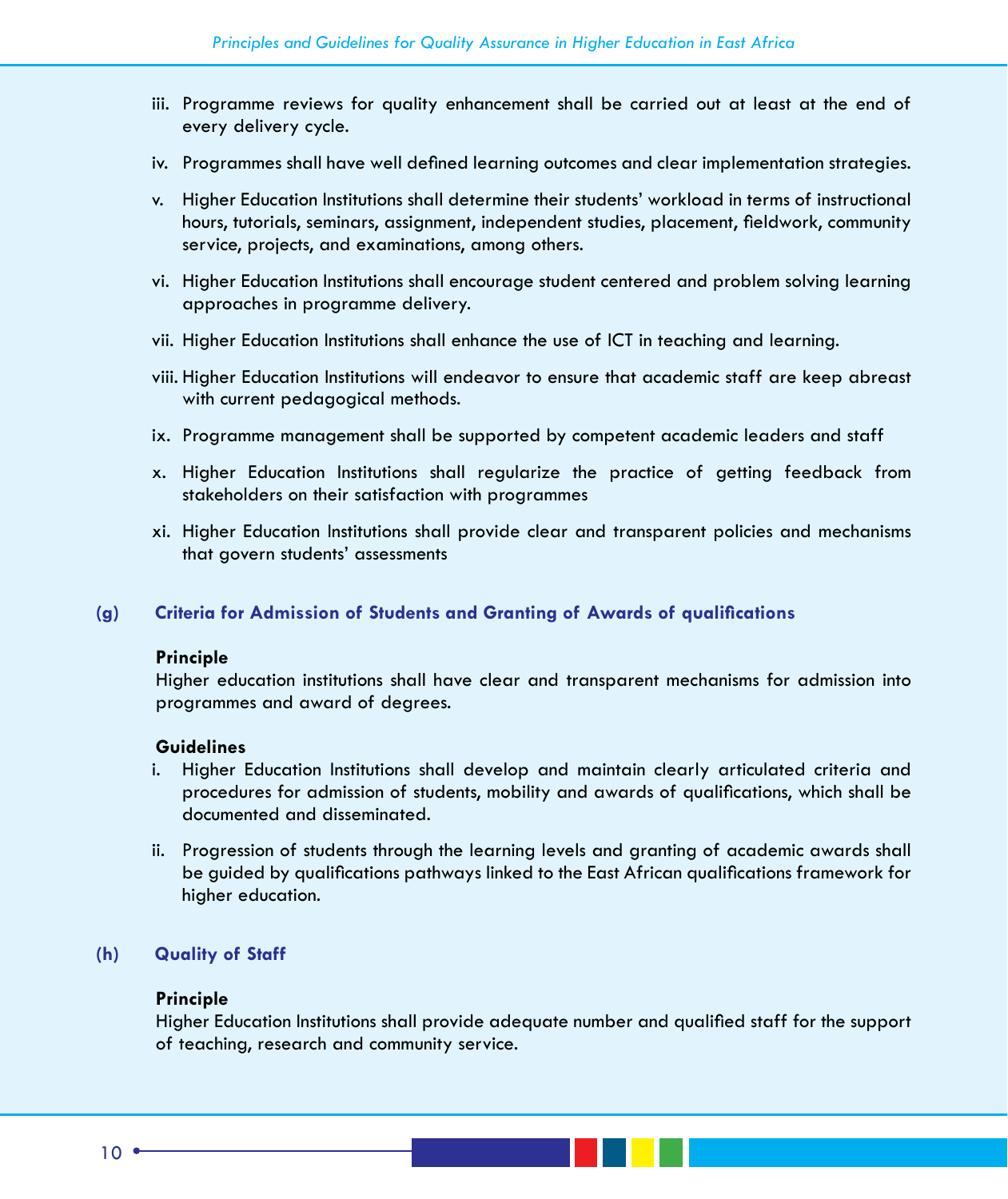iii. Programme reviews for quality enhancement shall be carried out at least at the end of every delivery cycle.

iv. Programmes shall have well defined learning outcomes and clear implementation strategies.

v. Higher Education Institutions shall determine their students' workload in terms of instructional hours, tutorials, seminars, assignment, independent studies, placement, fieldwork, community service, projects, and examinations, among others.

vi. Higher Education Institutions shall encourage student centered and problem solving learning approaches in programme delivery.

vii. Higher Education Institutions shall enhance the use of ICT in teaching and learning.

viii. Higher Education Institutions will endeavor to ensure that academic staff are keep abreast with current pedagogical methods.

ix. Programme management shall be supported by competent academic leaders and staff

x. Higher Education Institutions shall regularize the practice of getting feedback from stakeholders on their satisfaction with programmes

xi. Higher Education Institutions shall provide clear and transparent policies and mechanisms that govern students' assessments

### (g) Criteria for Admission of Students and Granting of Awards of qualifications

**Principle**

Higher education institutions shall have clear and transparent mechanisms for admission into programmes and award of degrees.

**Guidelines**

i. Higher Education Institutions shall develop and maintain clearly articulated criteria and procedures for admission of students, mobility and awards of qualifications, which shall be documented and disseminated.

ii. Progression of students through the learning levels and granting of academic awards shall be guided by qualifications pathways linked to the East African qualifications framework for higher education.

### (h) Quality of Staff

**Principle**

Higher Education Institutions shall provide adequate number and qualified staff for the support of teaching, research and community service.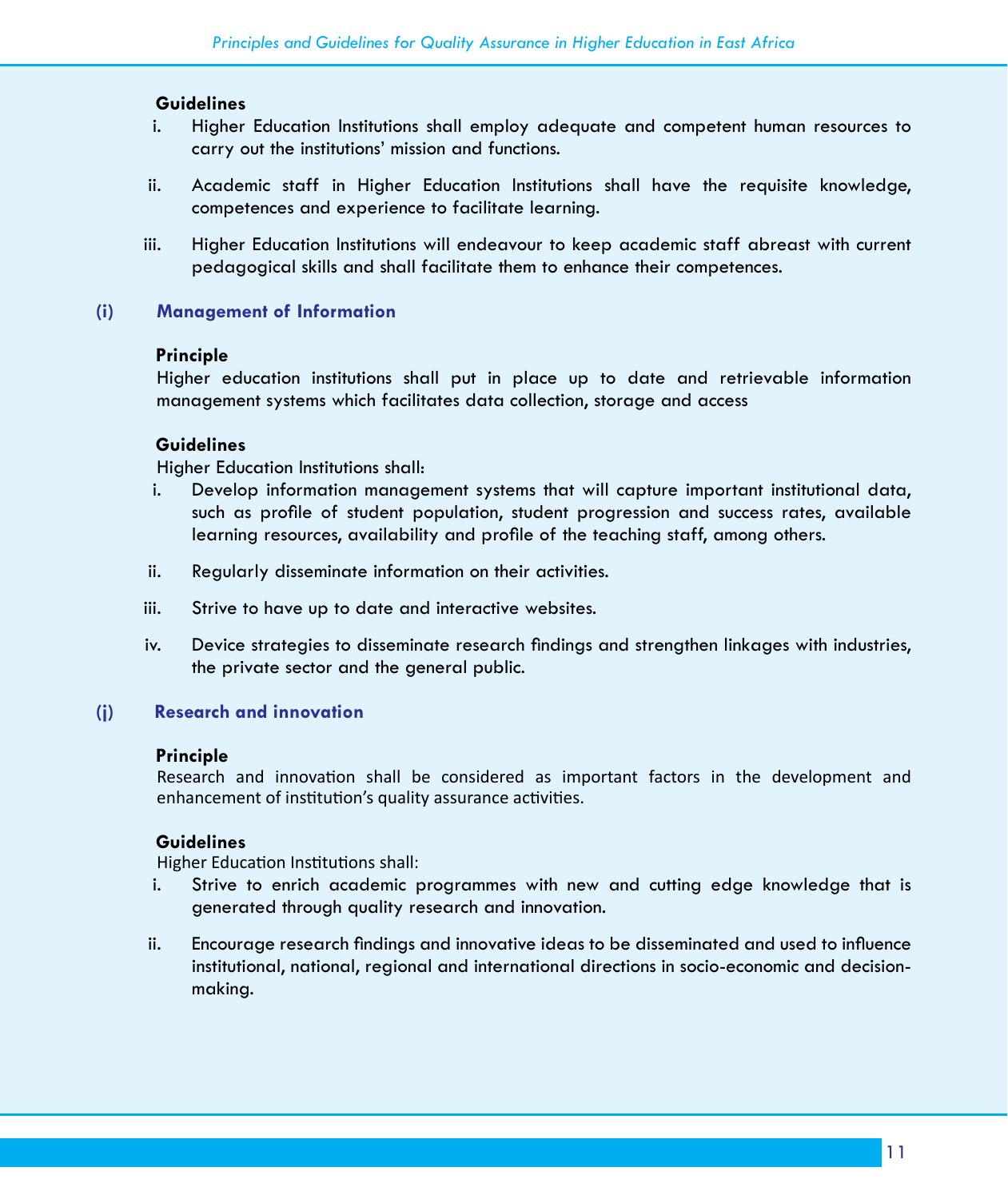**Guidelines**

i. Higher Education Institutions shall employ adequate and competent human resources to carry out the institutions' mission and functions.

ii. Academic staff in Higher Education Institutions shall have the requisite knowledge, competences and experience to facilitate learning.

iii. Higher Education Institutions will endeavour to keep academic staff abreast with current pedagogical skills and shall facilitate them to enhance their competences.

### (i) Management of Information

**Principle**

Higher education institutions shall put in place up to date and retrievable information management systems which facilitates data collection, storage and access

**Guidelines**

Higher Education Institutions shall:

i. Develop information management systems that will capture important institutional data, such as profile of student population, student progression and success rates, available learning resources, availability and profile of the teaching staff, among others.

ii. Regularly disseminate information on their activities.

iii. Strive to have up to date and interactive websites.

iv. Device strategies to disseminate research findings and strengthen linkages with industries, the private sector and the general public.

### (j) Research and innovation

**Principle**

Research and innovation shall be considered as important factors in the development and enhancement of institution's quality assurance activities.

**Guidelines**

Higher Education Institutions shall:

i. Strive to enrich academic programmes with new and cutting edge knowledge that is generated through quality research and innovation.

ii. Encourage research findings and innovative ideas to be disseminated and used to influence institutional, national, regional and international directions in socio-economic and decision-making.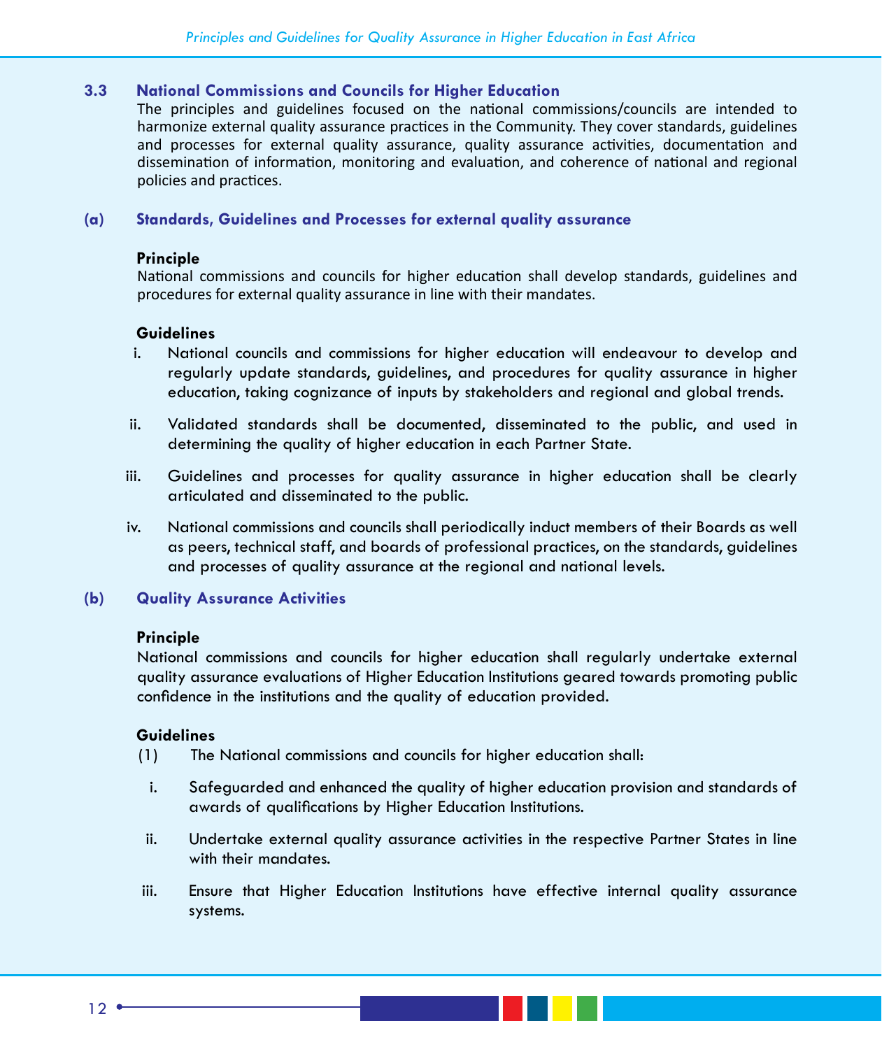### 3.3 National Commissions and Councils for Higher Education

The principles and guidelines focused on the national commissions/councils are intended to harmonize external quality assurance practices in the Community. They cover standards, guidelines and processes for external quality assurance, quality assurance activities, documentation and dissemination of information, monitoring and evaluation, and coherence of national and regional policies and practices.

#### (a) Standards, Guidelines and Processes for external quality assurance

**Principle**

National commissions and councils for higher education shall develop standards, guidelines and procedures for external quality assurance in line with their mandates.

**Guidelines**

i. National councils and commissions for higher education will endeavour to develop and regularly update standards, guidelines, and procedures for quality assurance in higher education, taking cognizance of inputs by stakeholders and regional and global trends.

ii. Validated standards shall be documented, disseminated to the public, and used in determining the quality of higher education in each Partner State.

iii. Guidelines and processes for quality assurance in higher education shall be clearly articulated and disseminated to the public.

iv. National commissions and councils shall periodically induct members of their Boards as well as peers, technical staff, and boards of professional practices, on the standards, guidelines and processes of quality assurance at the regional and national levels.

#### (b) Quality Assurance Activities

**Principle**

National commissions and councils for higher education shall regularly undertake external quality assurance evaluations of Higher Education Institutions geared towards promoting public confidence in the institutions and the quality of education provided.

**Guidelines**

(1) The National commissions and councils for higher education shall:

i. Safeguarded and enhanced the quality of higher education provision and standards of awards of qualifications by Higher Education Institutions.

ii. Undertake external quality assurance activities in the respective Partner States in line with their mandates.

iii. Ensure that Higher Education Institutions have effective internal quality assurance systems.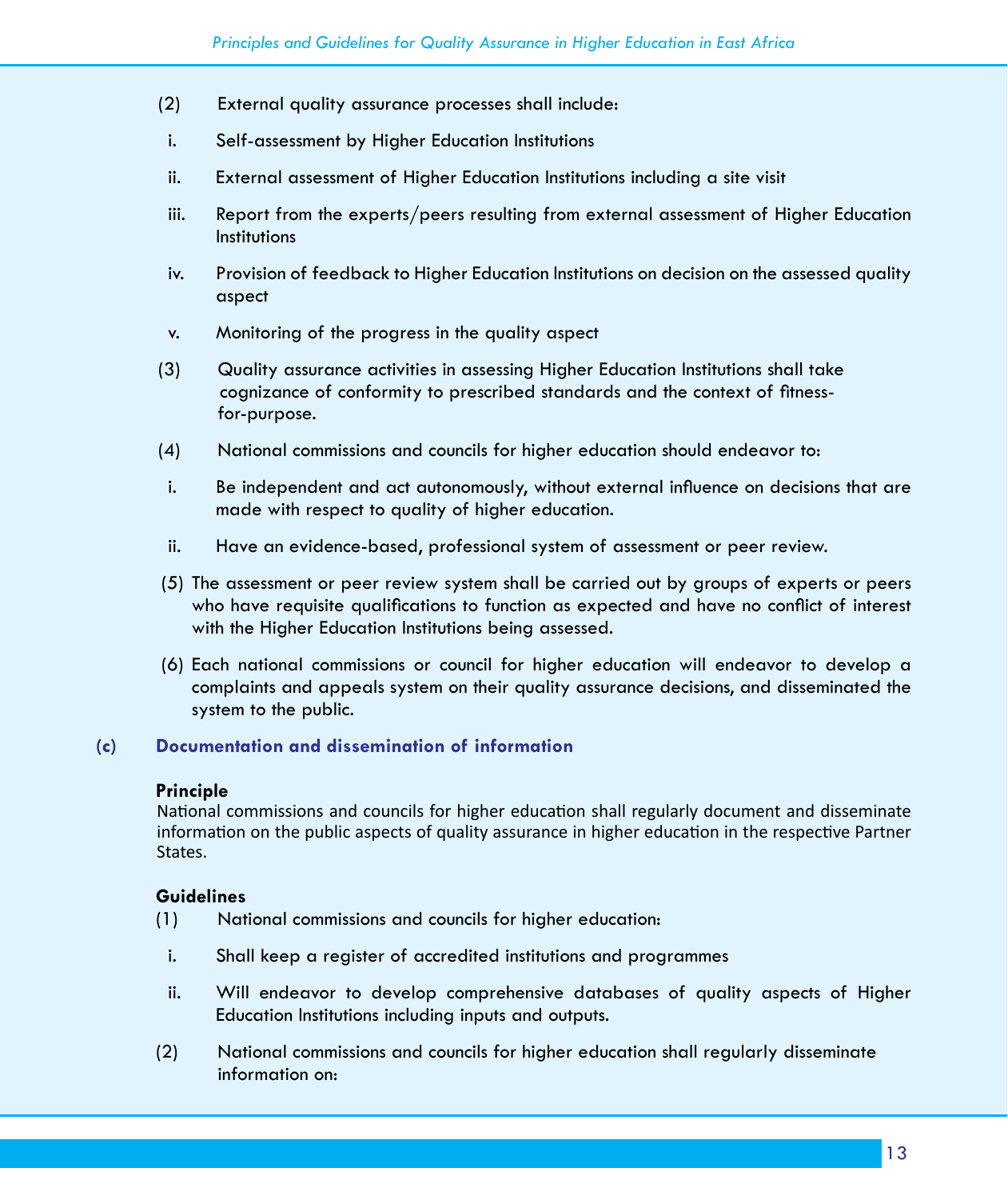(2) External quality assurance processes shall include:

i. Self-assessment by Higher Education Institutions

ii. External assessment of Higher Education Institutions including a site visit

iii. Report from the experts/peers resulting from external assessment of Higher Education Institutions

iv. Provision of feedback to Higher Education Institutions on decision on the assessed quality aspect

v. Monitoring of the progress in the quality aspect

(3) Quality assurance activities in assessing Higher Education Institutions shall take cognizance of conformity to prescribed standards and the context of fitness-for-purpose.

(4) National commissions and councils for higher education should endeavor to:

i. Be independent and act autonomously, without external influence on decisions that are made with respect to quality of higher education.

ii. Have an evidence-based, professional system of assessment or peer review.

(5) The assessment or peer review system shall be carried out by groups of experts or peers who have requisite qualifications to function as expected and have no conflict of interest with the Higher Education Institutions being assessed.

(6) Each national commissions or council for higher education will endeavor to develop a complaints and appeals system on their quality assurance decisions, and disseminated the system to the public.

### (c) Documentation and dissemination of information

**Principle**

National commissions and councils for higher education shall regularly document and disseminate information on the public aspects of quality assurance in higher education in the respective Partner States.

**Guidelines**

(1) National commissions and councils for higher education:

i. Shall keep a register of accredited institutions and programmes

ii. Will endeavor to develop comprehensive databases of quality aspects of Higher Education Institutions including inputs and outputs.

(2) National commissions and councils for higher education shall regularly disseminate information on: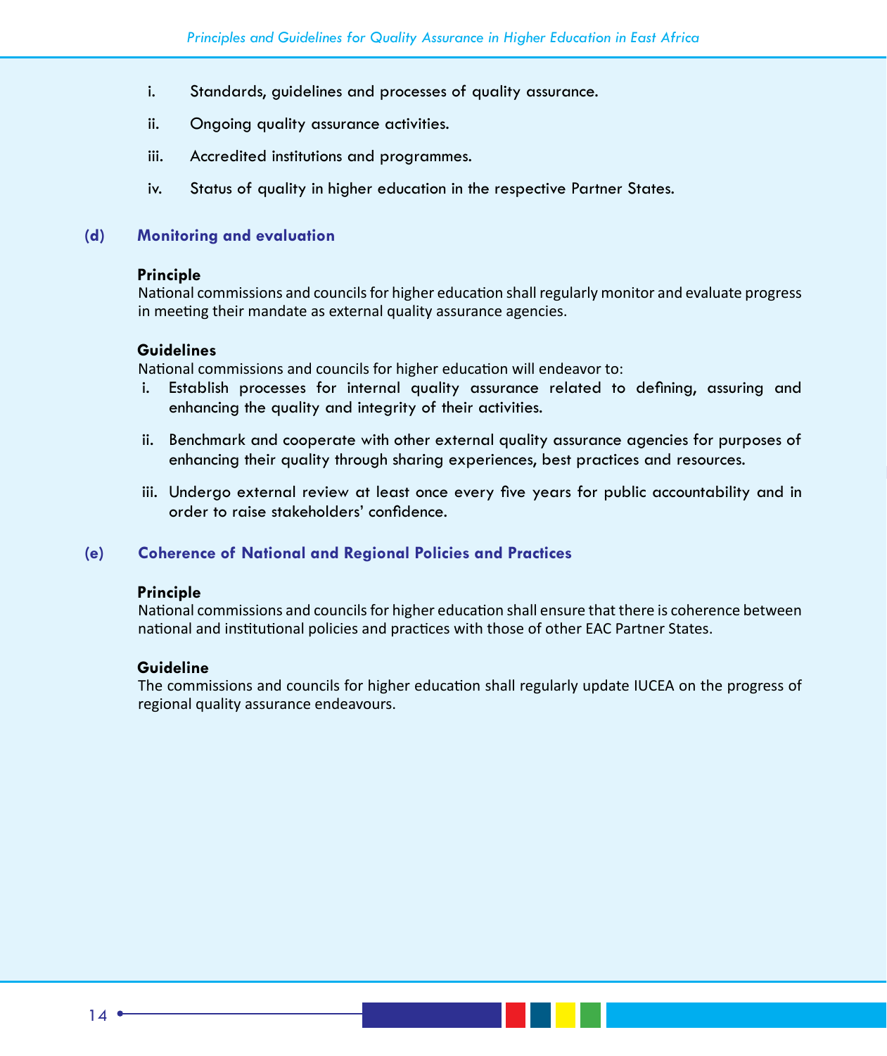i. Standards, guidelines and processes of quality assurance.

ii. Ongoing quality assurance activities.

iii. Accredited institutions and programmes.

iv. Status of quality in higher education in the respective Partner States.

### (d) Monitoring and evaluation

**Principle**
National commissions and councils for higher education shall regularly monitor and evaluate progress in meeting their mandate as external quality assurance agencies.

**Guidelines**
National commissions and councils for higher education will endeavor to:

i. Establish processes for internal quality assurance related to defining, assuring and enhancing the quality and integrity of their activities.

ii. Benchmark and cooperate with other external quality assurance agencies for purposes of enhancing their quality through sharing experiences, best practices and resources.

iii. Undergo external review at least once every five years for public accountability and in order to raise stakeholders' confidence.

### (e) Coherence of National and Regional Policies and Practices

**Principle**
National commissions and councils for higher education shall ensure that there is coherence between national and institutional policies and practices with those of other EAC Partner States.

**Guideline**
The commissions and councils for higher education shall regularly update IUCEA on the progress of regional quality assurance endeavours.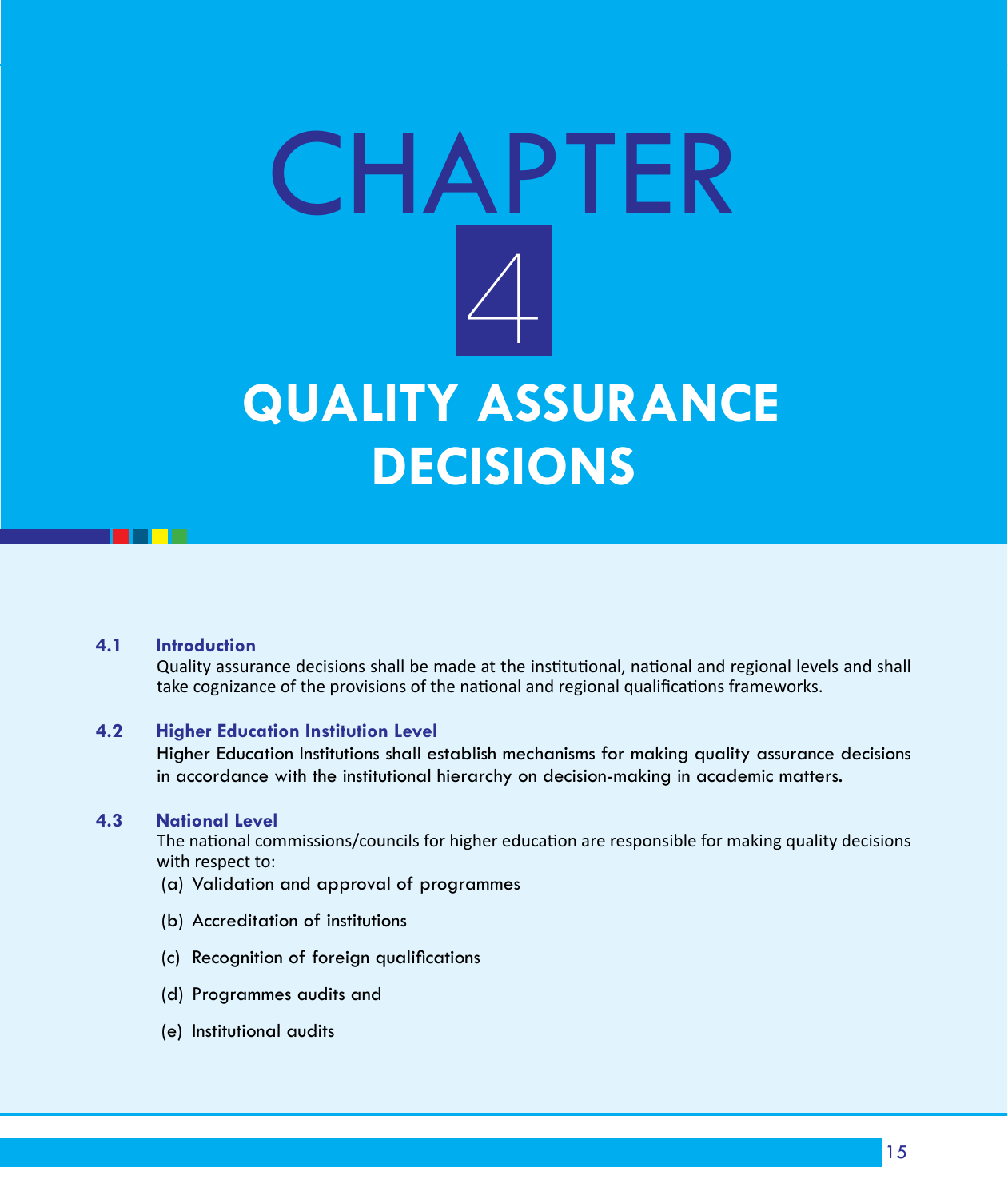# CHAPTER 4

# QUALITY ASSURANCE DECISIONS

## 4.1 Introduction

Quality assurance decisions shall be made at the institutional, national and regional levels and shall take cognizance of the provisions of the national and regional qualifications frameworks.

## 4.2 Higher Education Institution Level

Higher Education Institutions shall establish mechanisms for making quality assurance decisions in accordance with the institutional hierarchy on decision-making in academic matters.

## 4.3 National Level

The national commissions/councils for higher education are responsible for making quality decisions with respect to:

(a) Validation and approval of programmes

(b) Accreditation of institutions

(c) Recognition of foreign qualifications

(d) Programmes audits and

(e) Institutional audits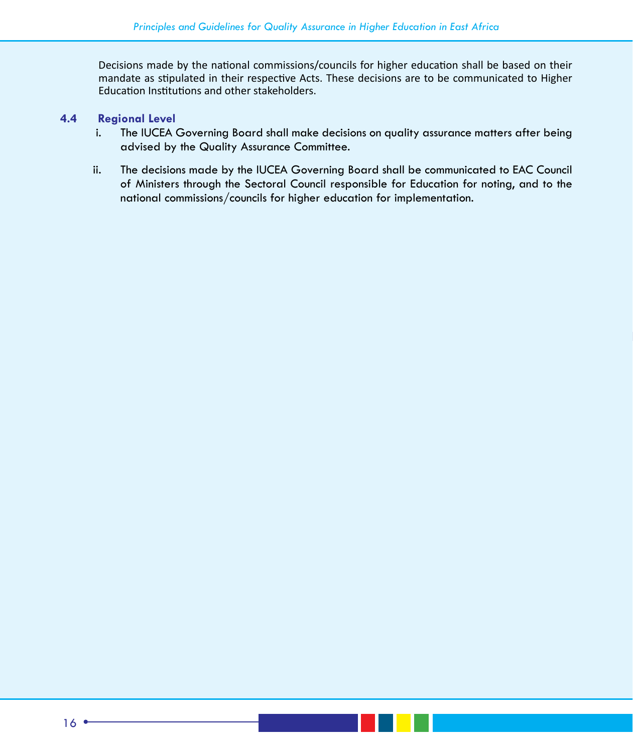Decisions made by the national commissions/councils for higher education shall be based on their mandate as stipulated in their respective Acts. These decisions are to be communicated to Higher Education Institutions and other stakeholders.

### 4.4 Regional Level

i. The IUCEA Governing Board shall make decisions on quality assurance matters after being advised by the Quality Assurance Committee.

ii. The decisions made by the IUCEA Governing Board shall be communicated to EAC Council of Ministers through the Sectoral Council responsible for Education for noting, and to the national commissions/councils for higher education for implementation.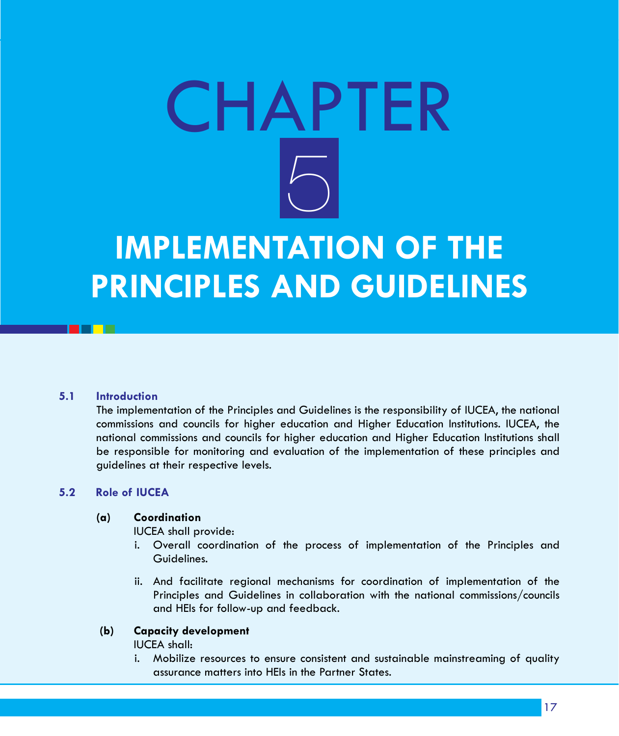# CHAPTER 5

# IMPLEMENTATION OF THE PRINCIPLES AND GUIDELINES

## 5.1 Introduction

The implementation of the Principles and Guidelines is the responsibility of IUCEA, the national commissions and councils for higher education and Higher Education Institutions. IUCEA, the national commissions and councils for higher education and Higher Education Institutions shall be responsible for monitoring and evaluation of the implementation of these principles and guidelines at their respective levels.

## 5.2 Role of IUCEA

**(a) Coordination**

IUCEA shall provide:

i. Overall coordination of the process of implementation of the Principles and Guidelines.

ii. And facilitate regional mechanisms for coordination of implementation of the Principles and Guidelines in collaboration with the national commissions/councils and HEIs for follow-up and feedback.

**(b) Capacity development**

IUCEA shall:

i. Mobilize resources to ensure consistent and sustainable mainstreaming of quality assurance matters into HEIs in the Partner States.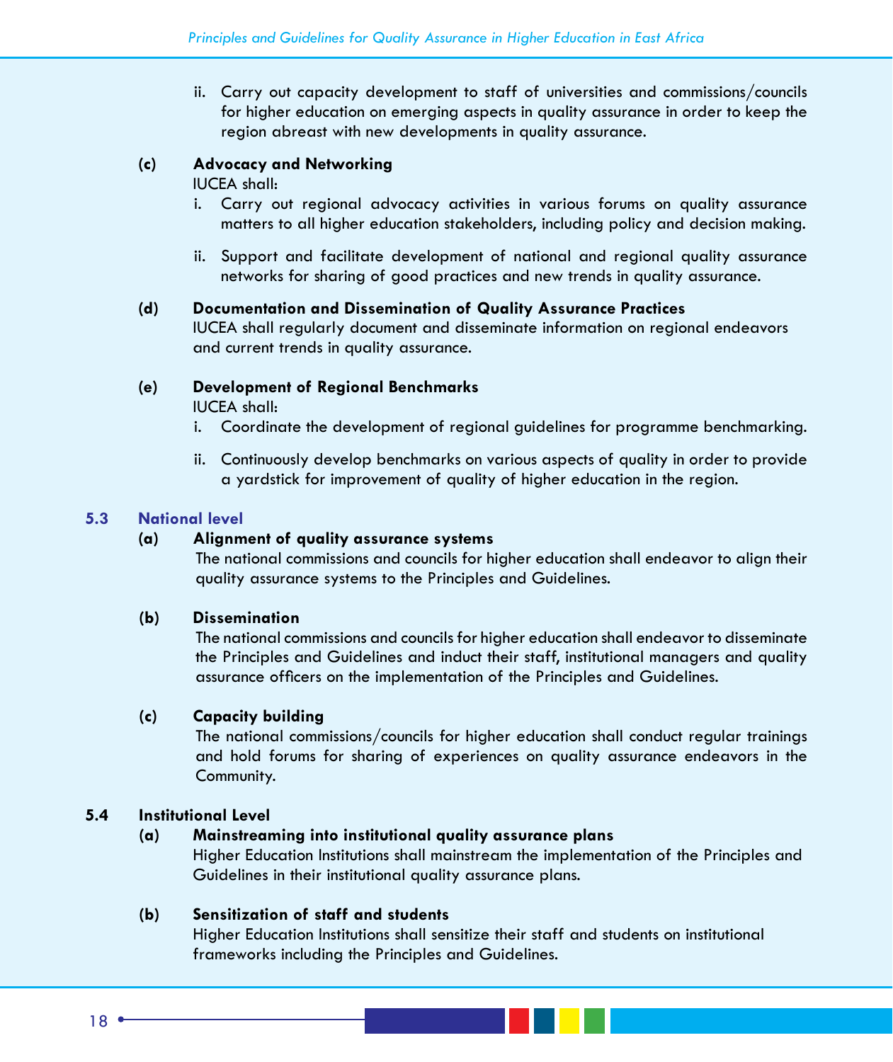ii. Carry out capacity development to staff of universities and commissions/councils for higher education on emerging aspects in quality assurance in order to keep the region abreast with new developments in quality assurance.

**(c) Advocacy and Networking**

IUCEA shall:

i. Carry out regional advocacy activities in various forums on quality assurance matters to all higher education stakeholders, including policy and decision making.

ii. Support and facilitate development of national and regional quality assurance networks for sharing of good practices and new trends in quality assurance.

**(d) Documentation and Dissemination of Quality Assurance Practices**

IUCEA shall regularly document and disseminate information on regional endeavors and current trends in quality assurance.

**(e) Development of Regional Benchmarks**

IUCEA shall:

i. Coordinate the development of regional guidelines for programme benchmarking.

ii. Continuously develop benchmarks on various aspects of quality in order to provide a yardstick for improvement of quality of higher education in the region.

## 5.3 National level

**(a) Alignment of quality assurance systems**

The national commissions and councils for higher education shall endeavor to align their quality assurance systems to the Principles and Guidelines.

**(b) Dissemination**

The national commissions and councils for higher education shall endeavor to disseminate the Principles and Guidelines and induct their staff, institutional managers and quality assurance officers on the implementation of the Principles and Guidelines.

**(c) Capacity building**

The national commissions/councils for higher education shall conduct regular trainings and hold forums for sharing of experiences on quality assurance endeavors in the Community.

## 5.4 Institutional Level

**(a) Mainstreaming into institutional quality assurance plans**

Higher Education Institutions shall mainstream the implementation of the Principles and Guidelines in their institutional quality assurance plans.

**(b) Sensitization of staff and students**

Higher Education Institutions shall sensitize their staff and students on institutional frameworks including the Principles and Guidelines.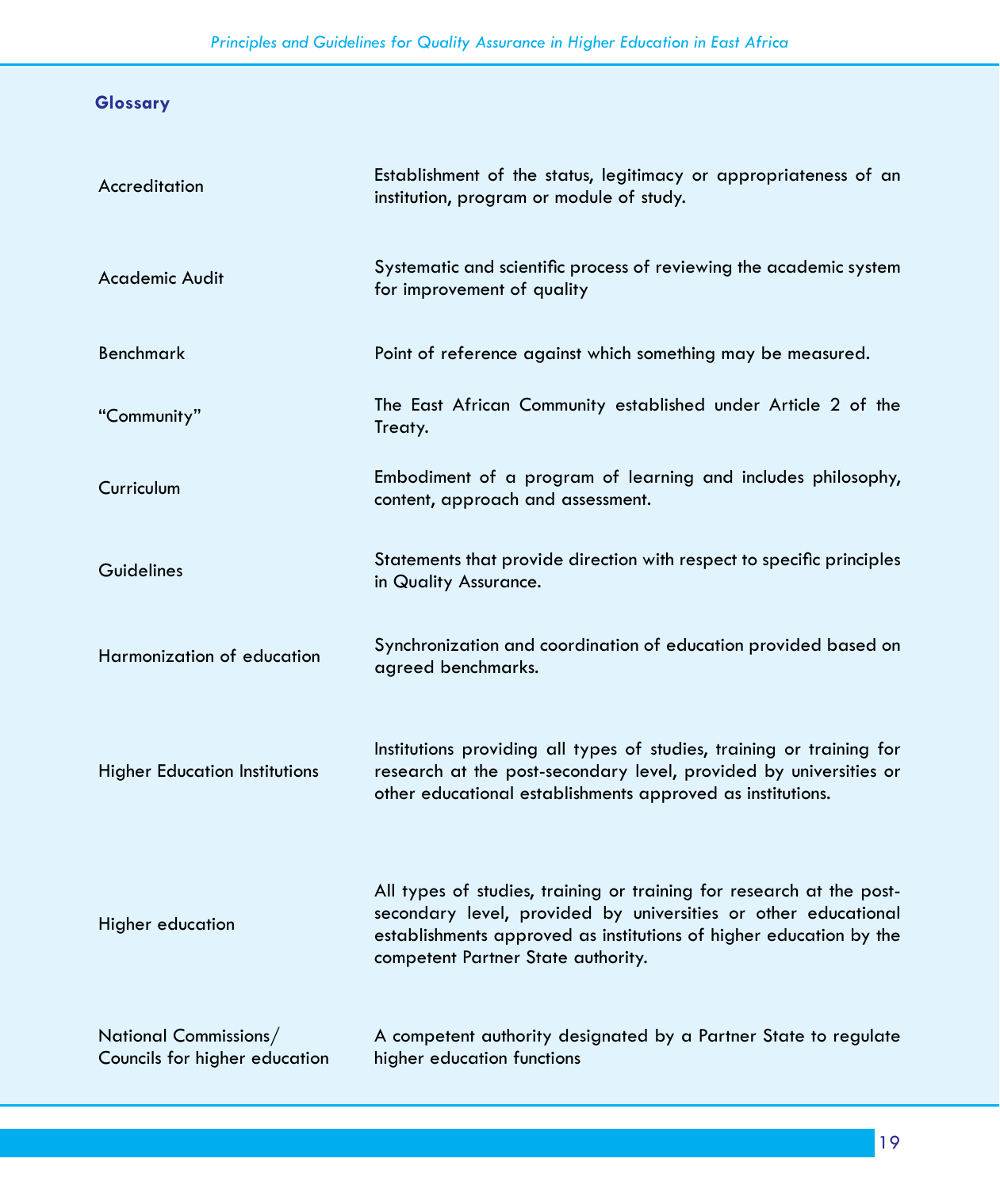## Glossary

| | |
|---|---|
| Accreditation | Establishment of the status, legitimacy or appropriateness of an institution, program or module of study. |
| Academic Audit | Systematic and scientific process of reviewing the academic system for improvement of quality |
| Benchmark | Point of reference against which something may be measured. |
| "Community" | The East African Community established under Article 2 of the Treaty. |
| Curriculum | Embodiment of a program of learning and includes philosophy, content, approach and assessment. |
| Guidelines | Statements that provide direction with respect to specific principles in Quality Assurance. |
| Harmonization of education | Synchronization and coordination of education provided based on agreed benchmarks. |
| Higher Education Institutions | Institutions providing all types of studies, training or training for research at the post-secondary level, provided by universities or other educational establishments approved as institutions. |
| Higher education | All types of studies, training or training for research at the post-secondary level, provided by universities or other educational establishments approved as institutions of higher education by the competent Partner State authority. |
| National Commissions/ Councils for higher education | A competent authority designated by a Partner State to regulate higher education functions |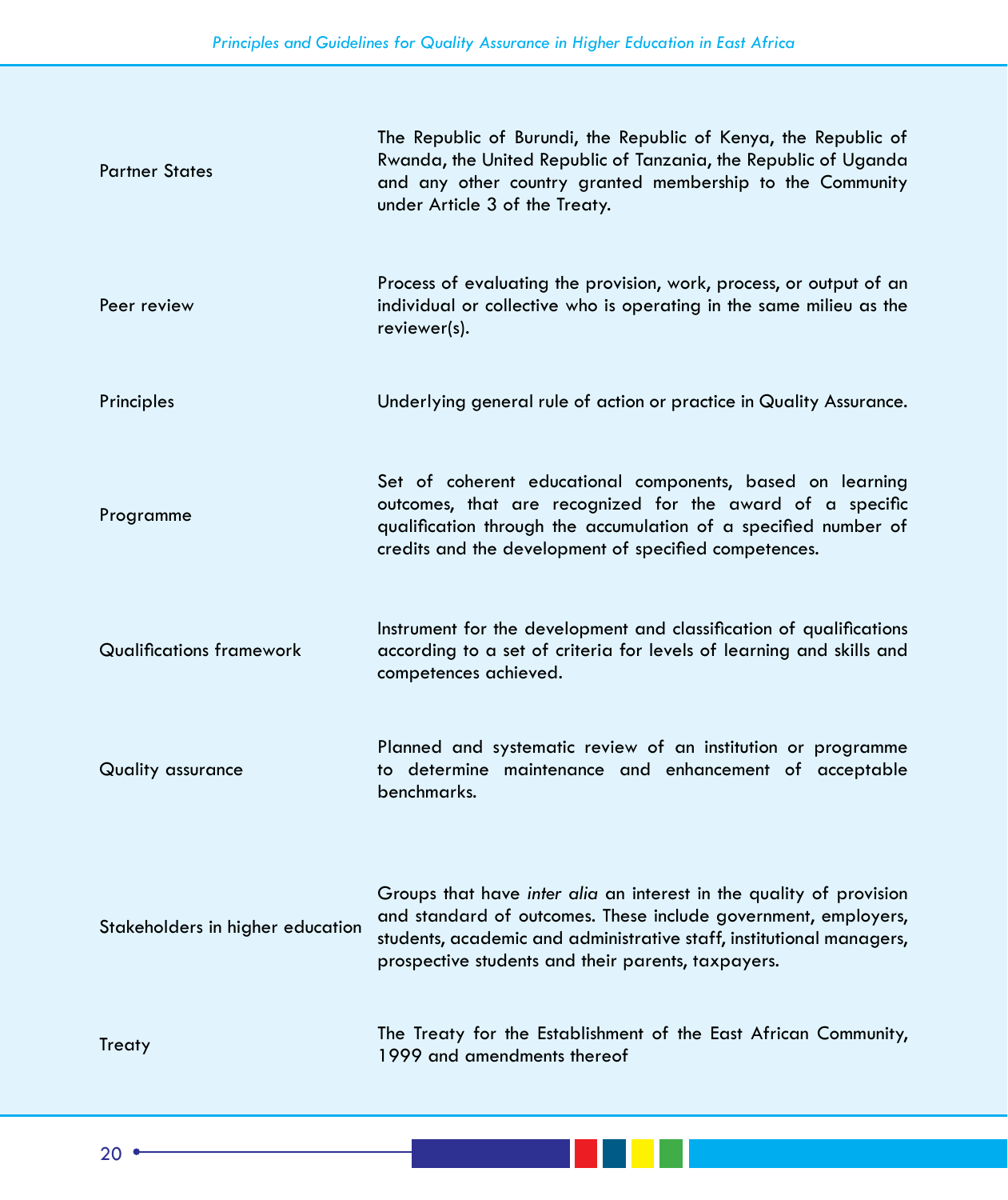| | |
|---|---|
| Partner States | The Republic of Burundi, the Republic of Kenya, the Republic of Rwanda, the United Republic of Tanzania, the Republic of Uganda and any other country granted membership to the Community under Article 3 of the Treaty. |
| Peer review | Process of evaluating the provision, work, process, or output of an individual or collective who is operating in the same milieu as the reviewer(s). |
| Principles | Underlying general rule of action or practice in Quality Assurance. |
| Programme | Set of coherent educational components, based on learning outcomes, that are recognized for the award of a specific qualification through the accumulation of a specified number of credits and the development of specified competences. |
| Qualifications framework | Instrument for the development and classification of qualifications according to a set of criteria for levels of learning and skills and competences achieved. |
| Quality assurance | Planned and systematic review of an institution or programme to determine maintenance and enhancement of acceptable benchmarks. |
| Stakeholders in higher education | Groups that have *inter alia* an interest in the quality of provision and standard of outcomes. These include government, employers, students, academic and administrative staff, institutional managers, prospective students and their parents, taxpayers. |
| Treaty | The Treaty for the Establishment of the East African Community, 1999 and amendments thereof |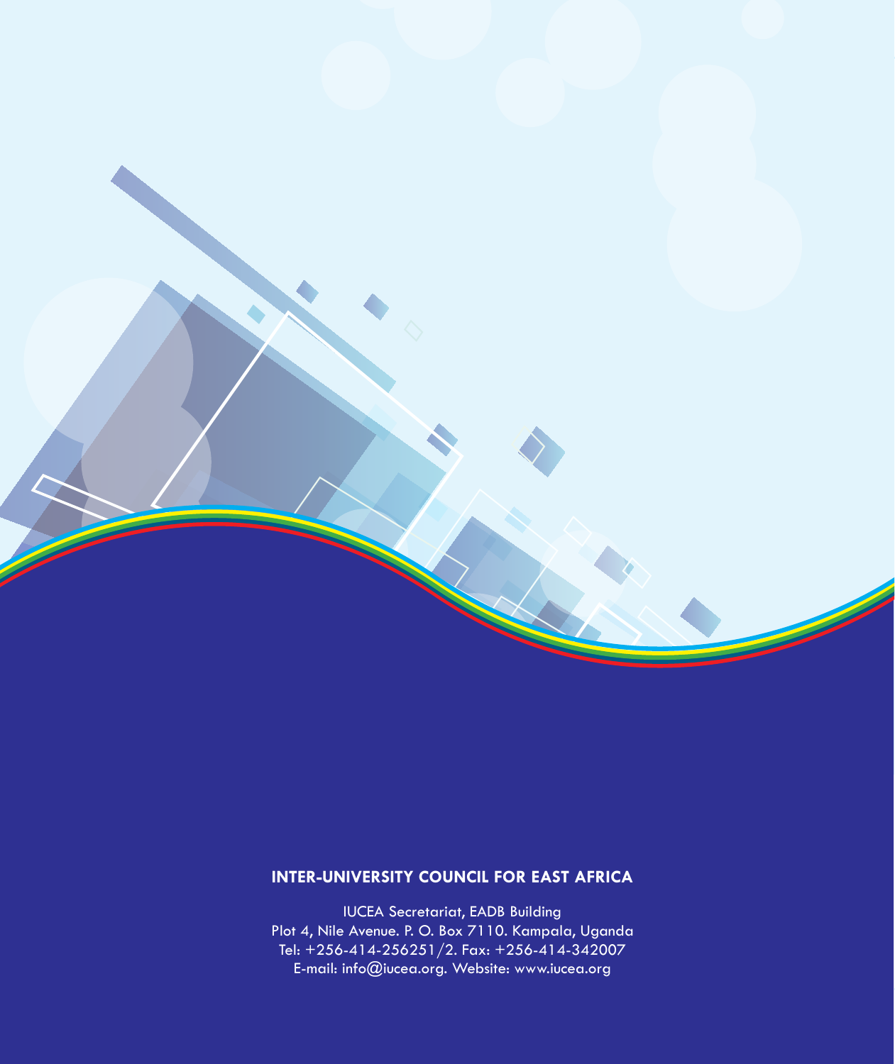**INTER-UNIVERSITY COUNCIL FOR EAST AFRICA**

IUCEA Secretariat, EADB Building
Plot 4, Nile Avenue. P. O. Box 7110. Kampala, Uganda
Tel: +256-414-256251/2. Fax: +256-414-342007
E-mail: info@iucea.org. Website: www.iucea.org